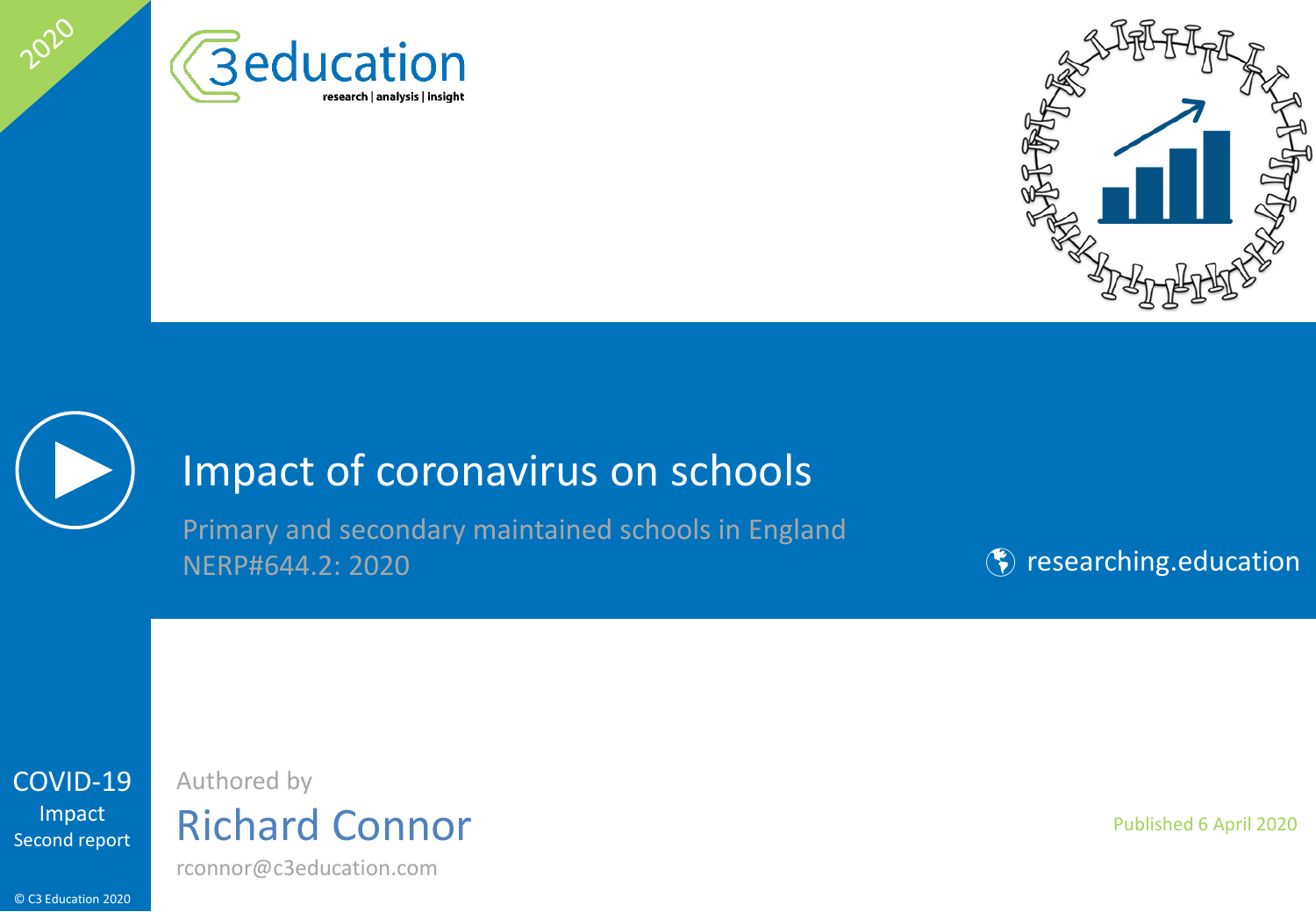2020

C3 education
research | analysis | insight

# Impact of coronavirus on schools

Primary and secondary maintained schools in England
NERP#644.2: 2020

researching.education

COVID-19
Impact
Second report

Authored by

Richard Connor

rconnor@c3education.com

Published 6 April 2020

© C3 Education 2020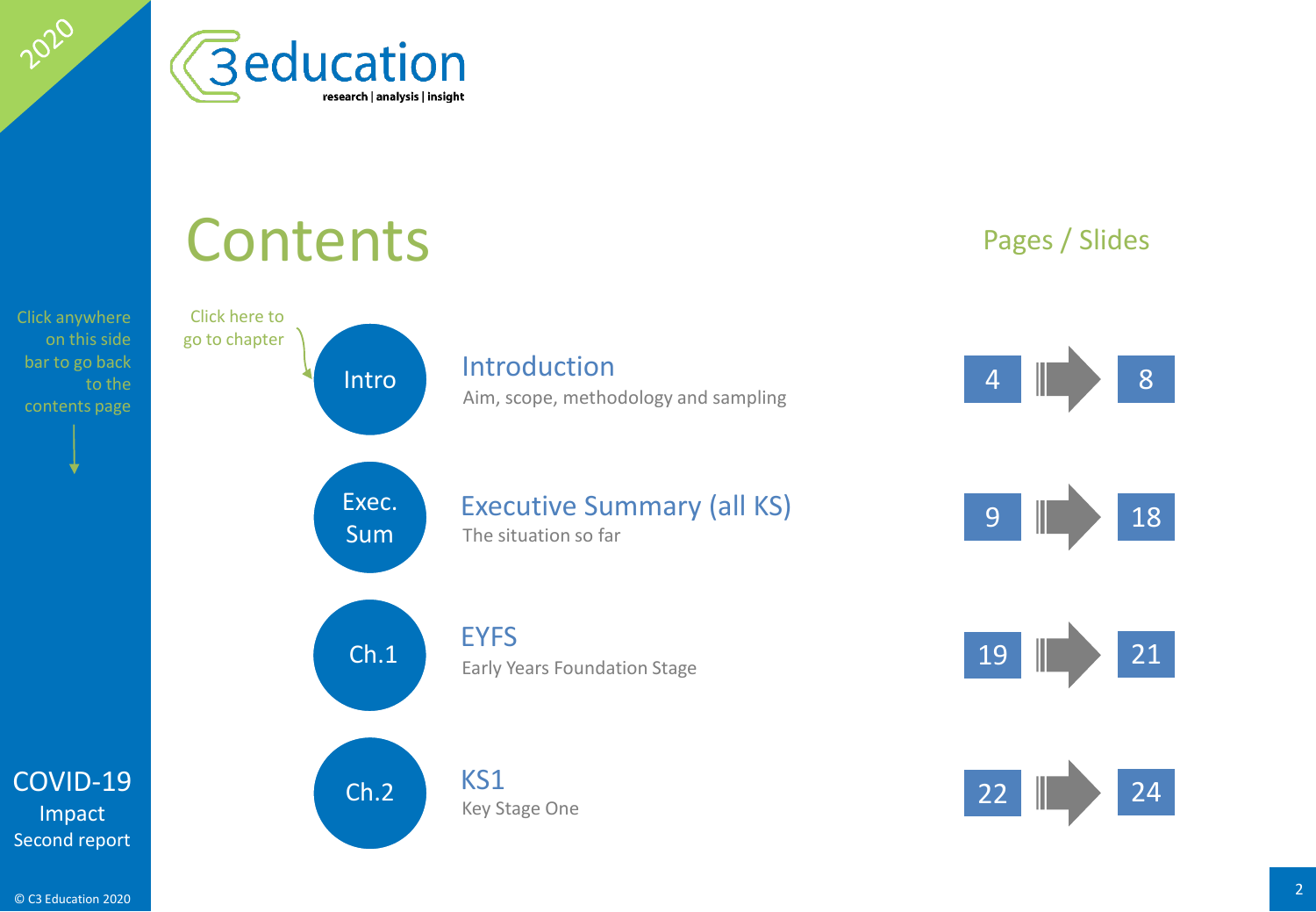# Contents

Click anywhere on this side bar to go back to the contents page

Click here to go to chapter

| Chapter | Title | Description | Pages / Slides |
|---|---|---|---|
| Intro | Introduction | Aim, scope, methodology and sampling | 4 → 8 |
| Exec. Sum | Executive Summary (all KS) | The situation so far | 9 → 18 |
| Ch.1 | EYFS | Early Years Foundation Stage | 19 → 21 |
| Ch.2 | KS1 | Key Stage One | 22 → 24 |

COVID-19 Impact Second report

© C3 Education 2020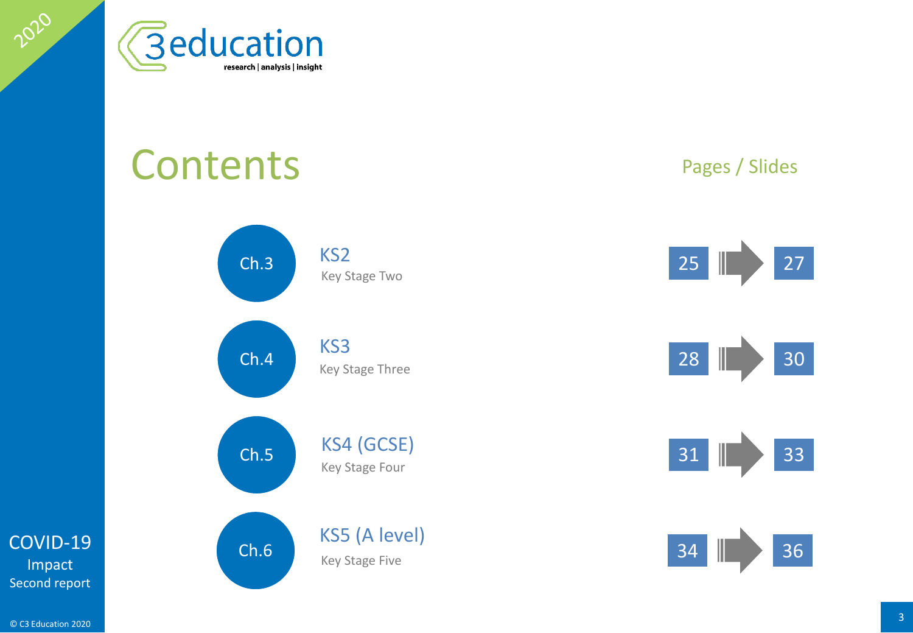# Contents

| Chapter | Section | Pages / Slides |
|---|---|---|
| Ch.3 | KS2<br>Key Stage Two | 25 → 27 |
| Ch.4 | KS3<br>Key Stage Three | 28 → 30 |
| Ch.5 | KS4 (GCSE)<br>Key Stage Four | 31 → 33 |
| Ch.6 | KS5 (A level)<br>Key Stage Five | 34 → 36 |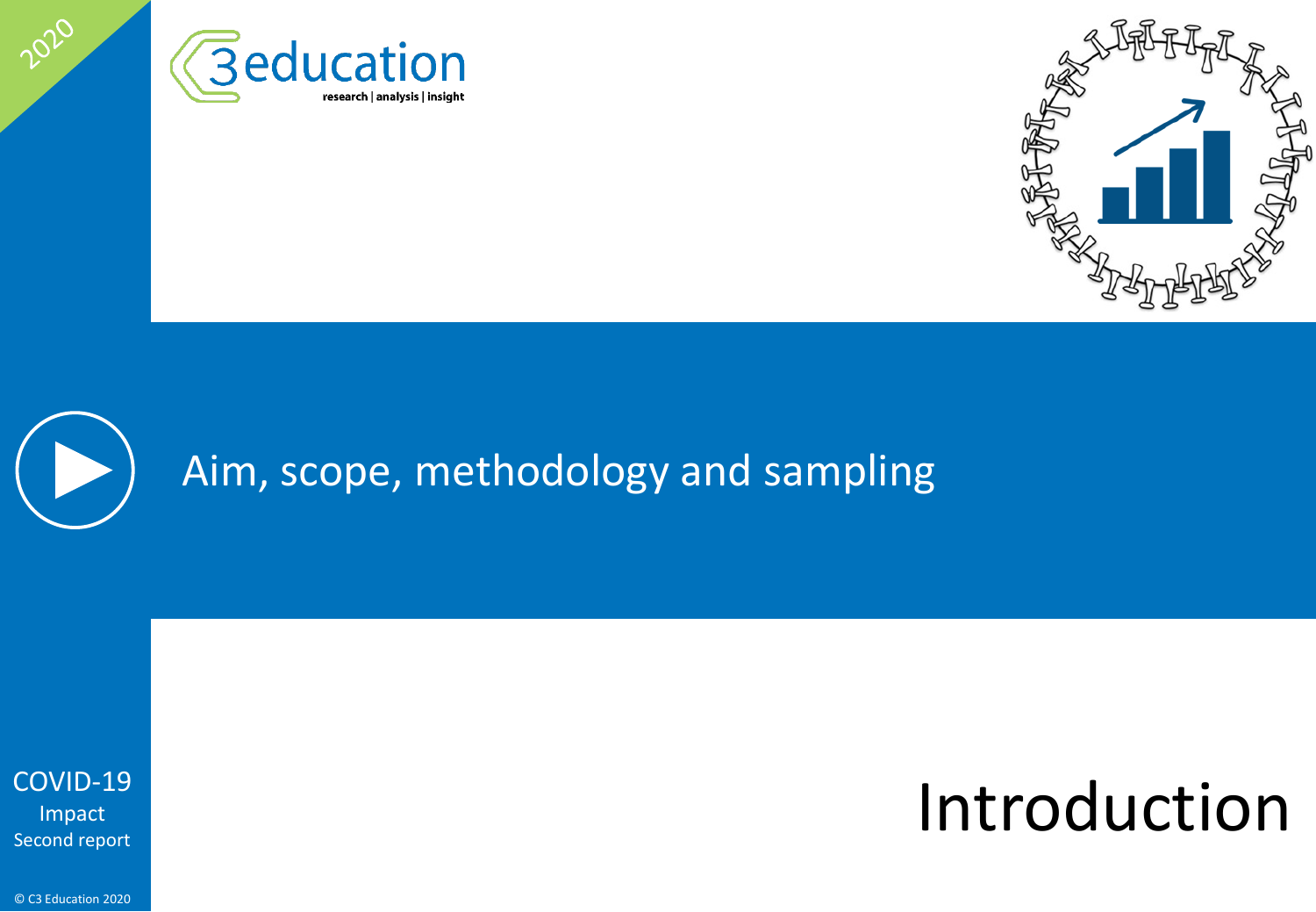# Introduction

Aim, scope, methodology and sampling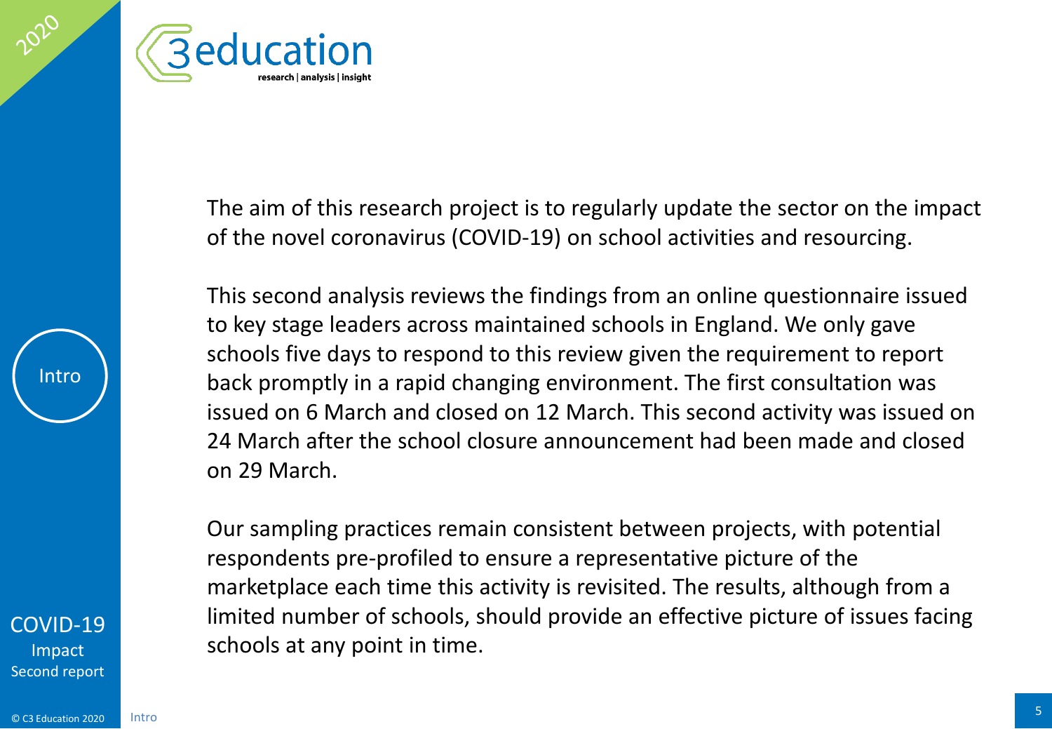The aim of this research project is to regularly update the sector on the impact of the novel coronavirus (COVID-19) on school activities and resourcing.

This second analysis reviews the findings from an online questionnaire issued to key stage leaders across maintained schools in England. We only gave schools five days to respond to this review given the requirement to report back promptly in a rapid changing environment. The first consultation was issued on 6 March and closed on 12 March. This second activity was issued on 24 March after the school closure announcement had been made and closed on 29 March.

Our sampling practices remain consistent between projects, with potential respondents pre-profiled to ensure a representative picture of the marketplace each time this activity is revisited. The results, although from a limited number of schools, should provide an effective picture of issues facing schools at any point in time.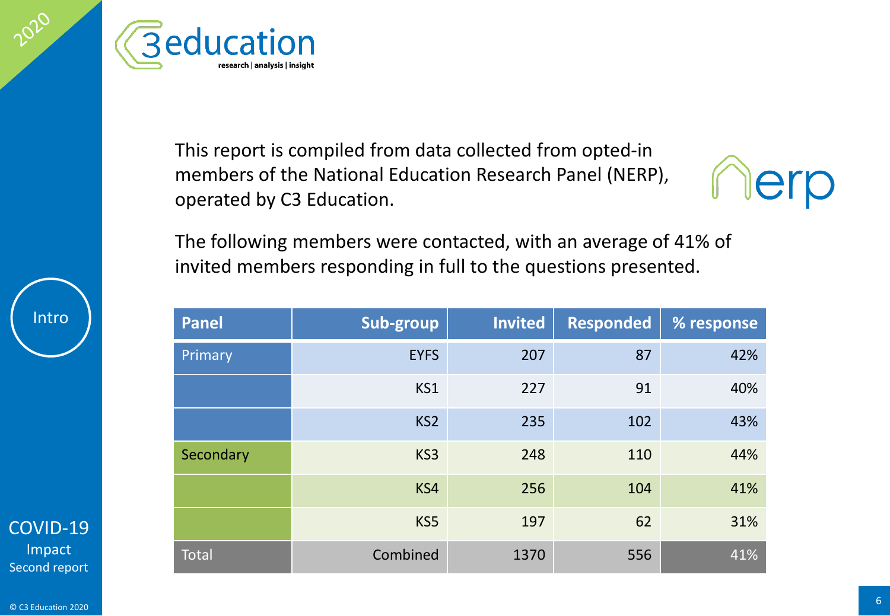This report is compiled from data collected from opted-in members of the National Education Research Panel (NERP), operated by C3 Education.

The following members were contacted, with an average of 41% of invited members responding in full to the questions presented.

| Panel | Sub-group | Invited | Responded | % response |
|---|---|---|---|---|
| Primary | EYFS | 207 | 87 | 42% |
| | KS1 | 227 | 91 | 40% |
| | KS2 | 235 | 102 | 43% |
| Secondary | KS3 | 248 | 110 | 44% |
| | KS4 | 256 | 104 | 41% |
| | KS5 | 197 | 62 | 31% |
| Total | Combined | 1370 | 556 | 41% |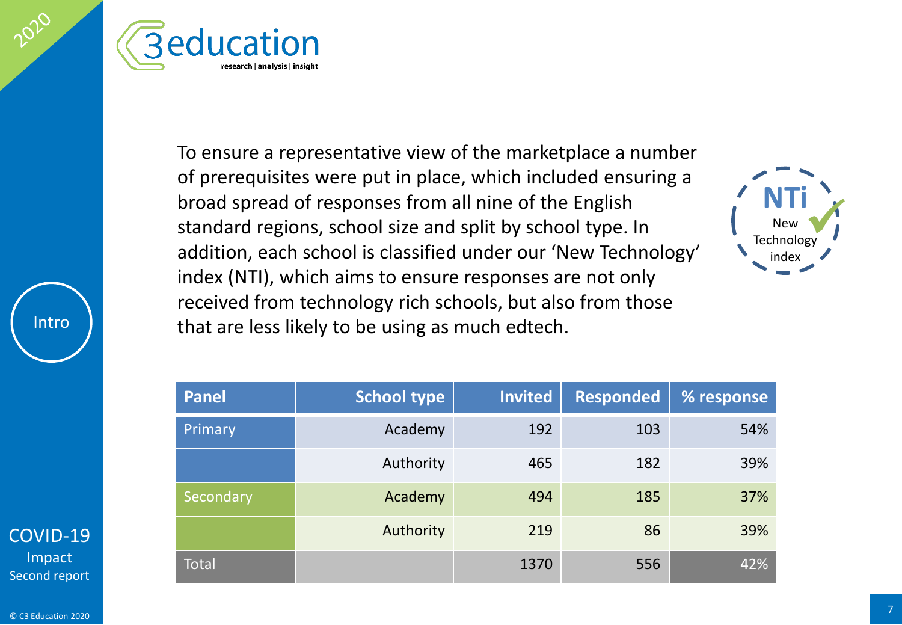To ensure a representative view of the marketplace a number of prerequisites were put in place, which included ensuring a broad spread of responses from all nine of the English standard regions, school size and split by school type. In addition, each school is classified under our 'New Technology' index (NTI), which aims to ensure responses are not only received from technology rich schools, but also from those that are less likely to be using as much edtech.

| Panel | School type | Invited | Responded | % response |
|---|---|---|---|---|
| Primary | Academy | 192 | 103 | 54% |
| | Authority | 465 | 182 | 39% |
| Secondary | Academy | 494 | 185 | 37% |
| | Authority | 219 | 86 | 39% |
| Total | | 1370 | 556 | 42% |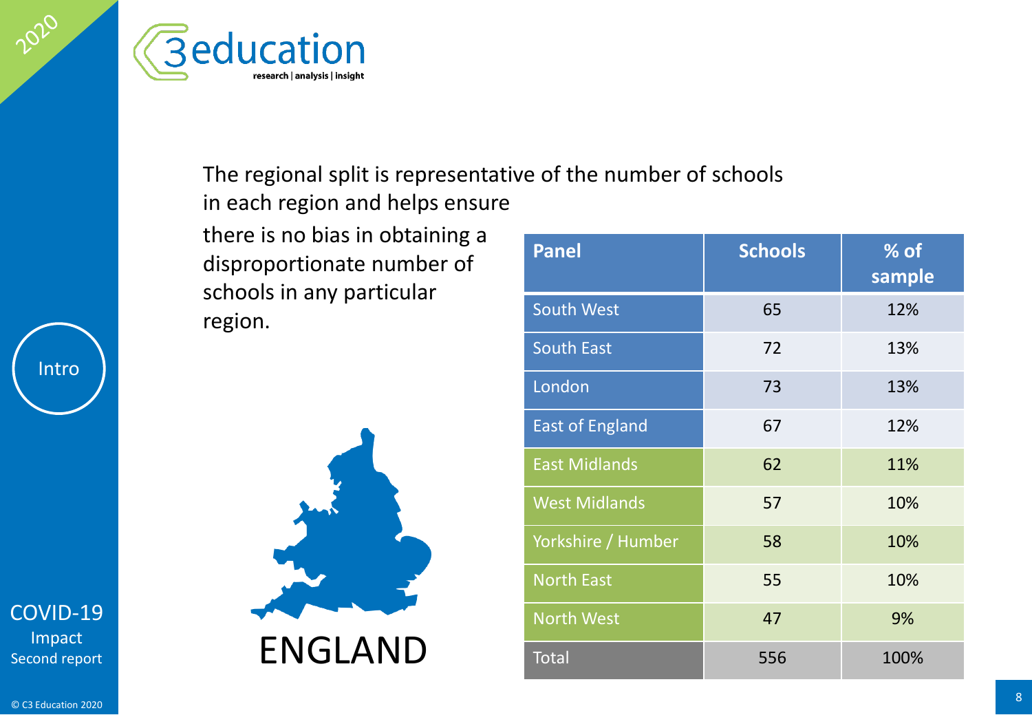The regional split is representative of the number of schools in each region and helps ensure there is no bias in obtaining a disproportionate number of schools in any particular region.

| Panel | Schools | % of sample |
|---|---|---|
| South West | 65 | 12% |
| South East | 72 | 13% |
| London | 73 | 13% |
| East of England | 67 | 12% |
| East Midlands | 62 | 11% |
| West Midlands | 57 | 10% |
| Yorkshire / Humber | 58 | 10% |
| North East | 55 | 10% |
| North West | 47 | 9% |
| Total | 556 | 100% |

ENGLAND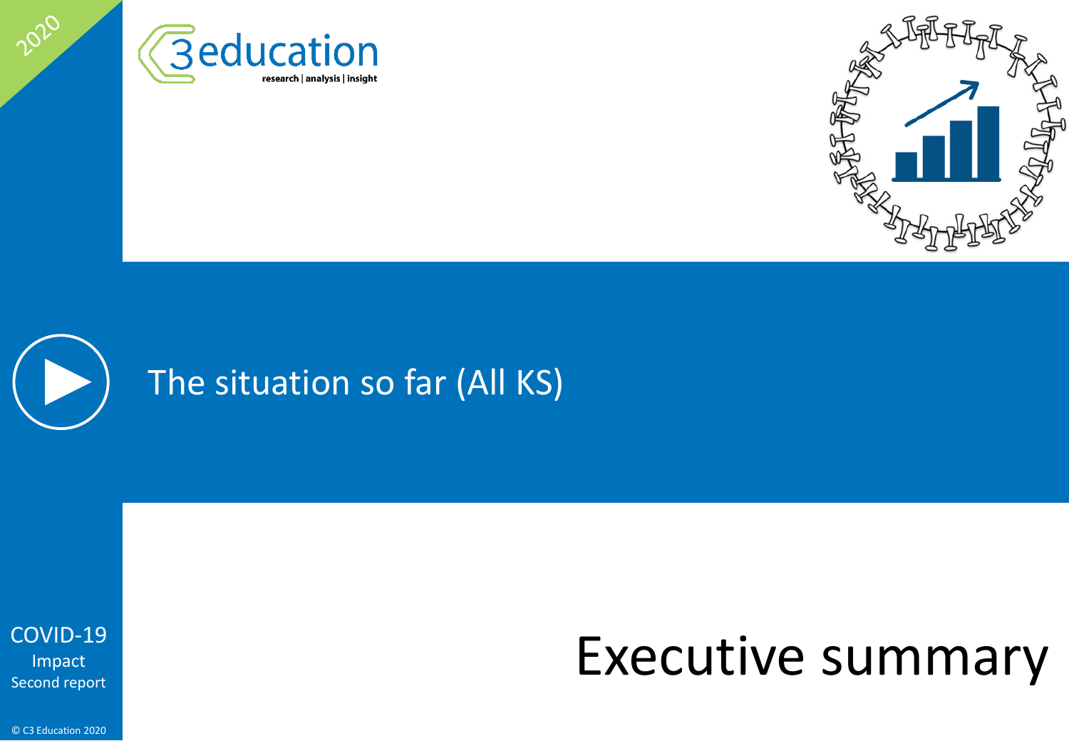# The situation so far (All KS)

COVID-19 Impact Second report

## Executive summary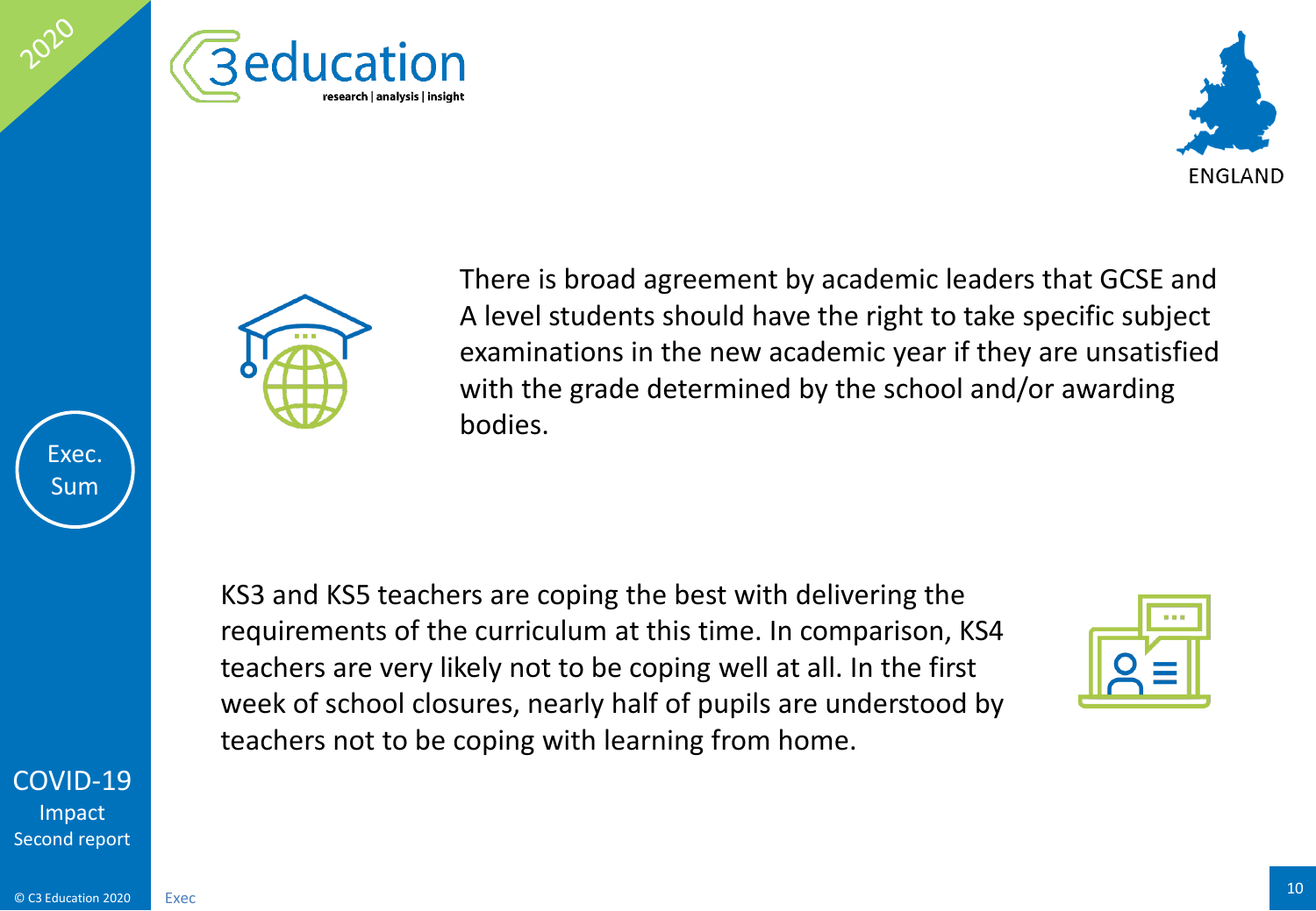There is broad agreement by academic leaders that GCSE and A level students should have the right to take specific subject examinations in the new academic year if they are unsatisfied with the grade determined by the school and/or awarding bodies.

KS3 and KS5 teachers are coping the best with delivering the requirements of the curriculum at this time. In comparison, KS4 teachers are very likely not to be coping well at all. In the first week of school closures, nearly half of pupils are understood by teachers not to be coping with learning from home.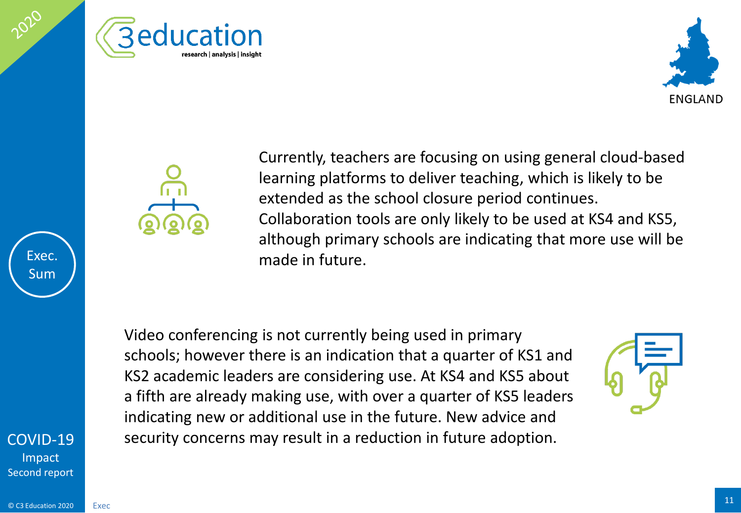Currently, teachers are focusing on using general cloud-based learning platforms to deliver teaching, which is likely to be extended as the school closure period continues. Collaboration tools are only likely to be used at KS4 and KS5, although primary schools are indicating that more use will be made in future.

Video conferencing is not currently being used in primary schools; however there is an indication that a quarter of KS1 and KS2 academic leaders are considering use. At KS4 and KS5 about a fifth are already making use, with over a quarter of KS5 leaders indicating new or additional use in the future. New advice and security concerns may result in a reduction in future adoption.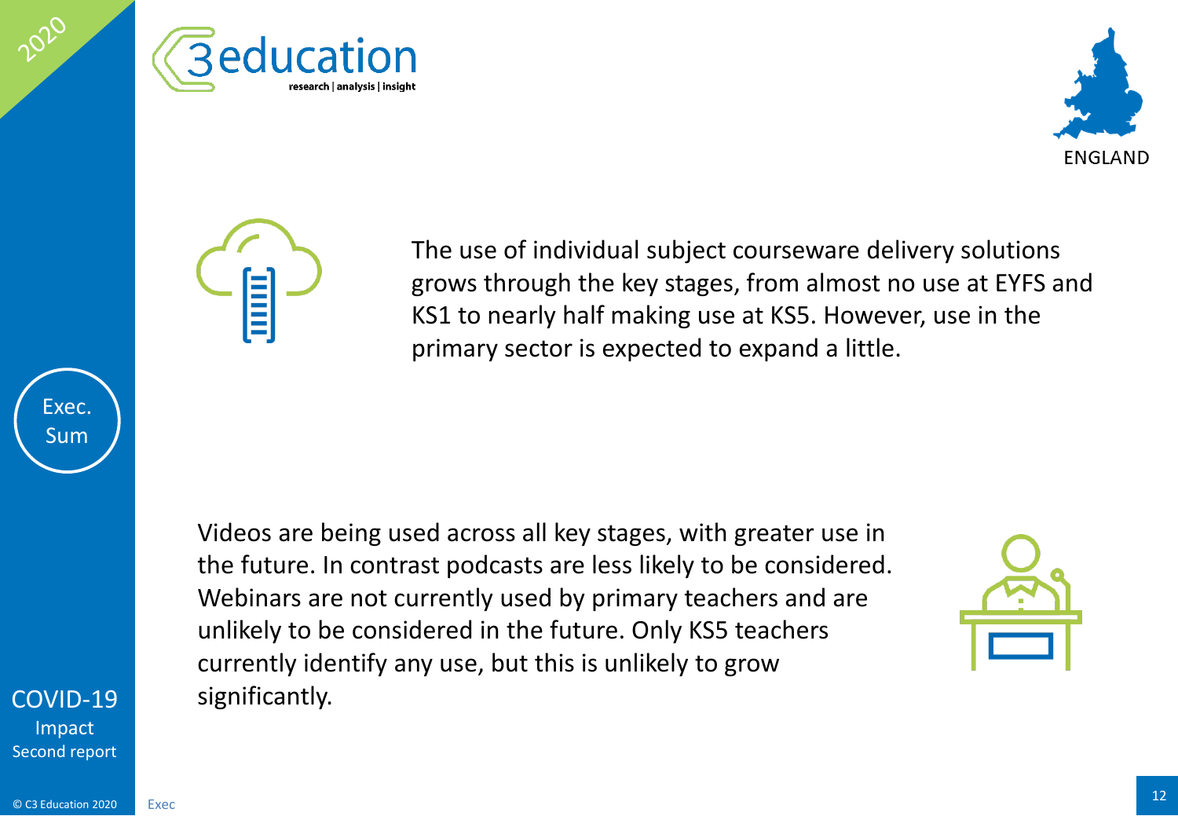The use of individual subject courseware delivery solutions grows through the key stages, from almost no use at EYFS and KS1 to nearly half making use at KS5. However, use in the primary sector is expected to expand a little.

Videos are being used across all key stages, with greater use in the future. In contrast podcasts are less likely to be considered. Webinars are not currently used by primary teachers and are unlikely to be considered in the future. Only KS5 teachers currently identify any use, but this is unlikely to grow significantly.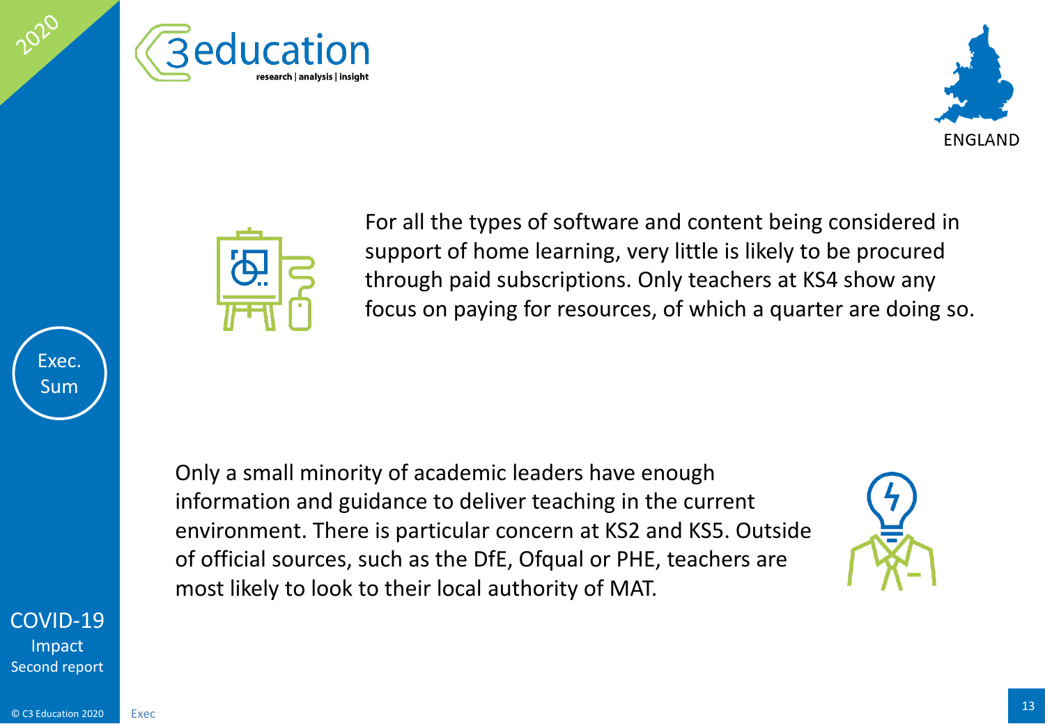For all the types of software and content being considered in support of home learning, very little is likely to be procured through paid subscriptions. Only teachers at KS4 show any focus on paying for resources, of which a quarter are doing so.

Only a small minority of academic leaders have enough information and guidance to deliver teaching in the current environment. There is particular concern at KS2 and KS5. Outside of official sources, such as the DfE, Ofqual or PHE, teachers are most likely to look to their local authority of MAT.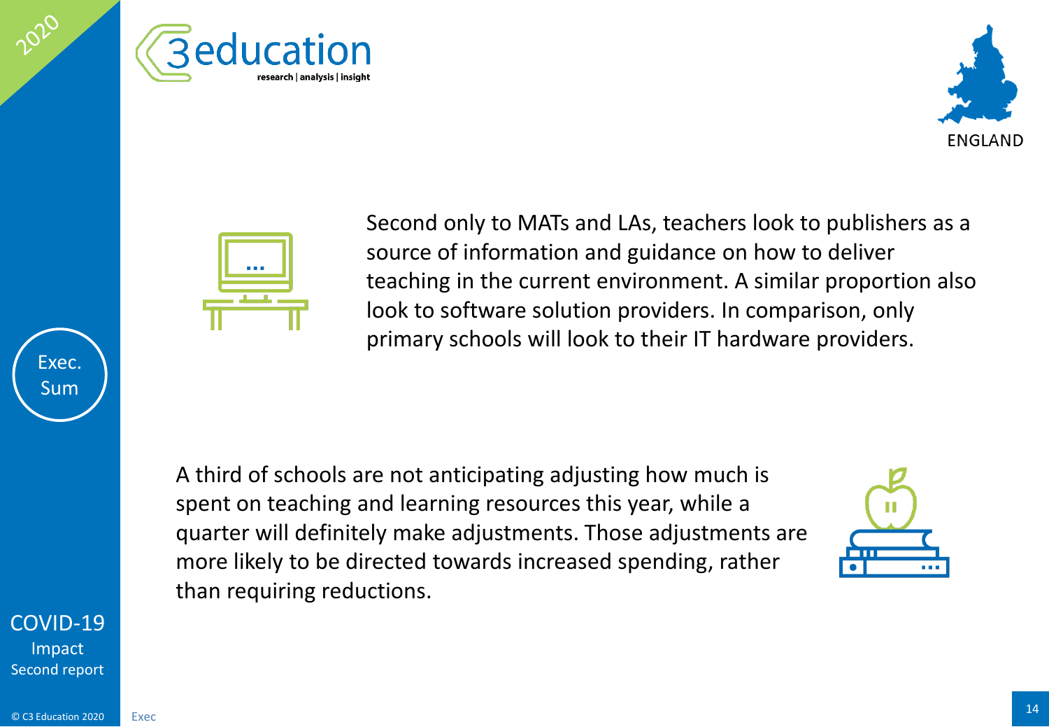Second only to MATs and LAs, teachers look to publishers as a source of information and guidance on how to deliver teaching in the current environment. A similar proportion also look to software solution providers. In comparison, only primary schools will look to their IT hardware providers.

A third of schools are not anticipating adjusting how much is spent on teaching and learning resources this year, while a quarter will definitely make adjustments. Those adjustments are more likely to be directed towards increased spending, rather than requiring reductions.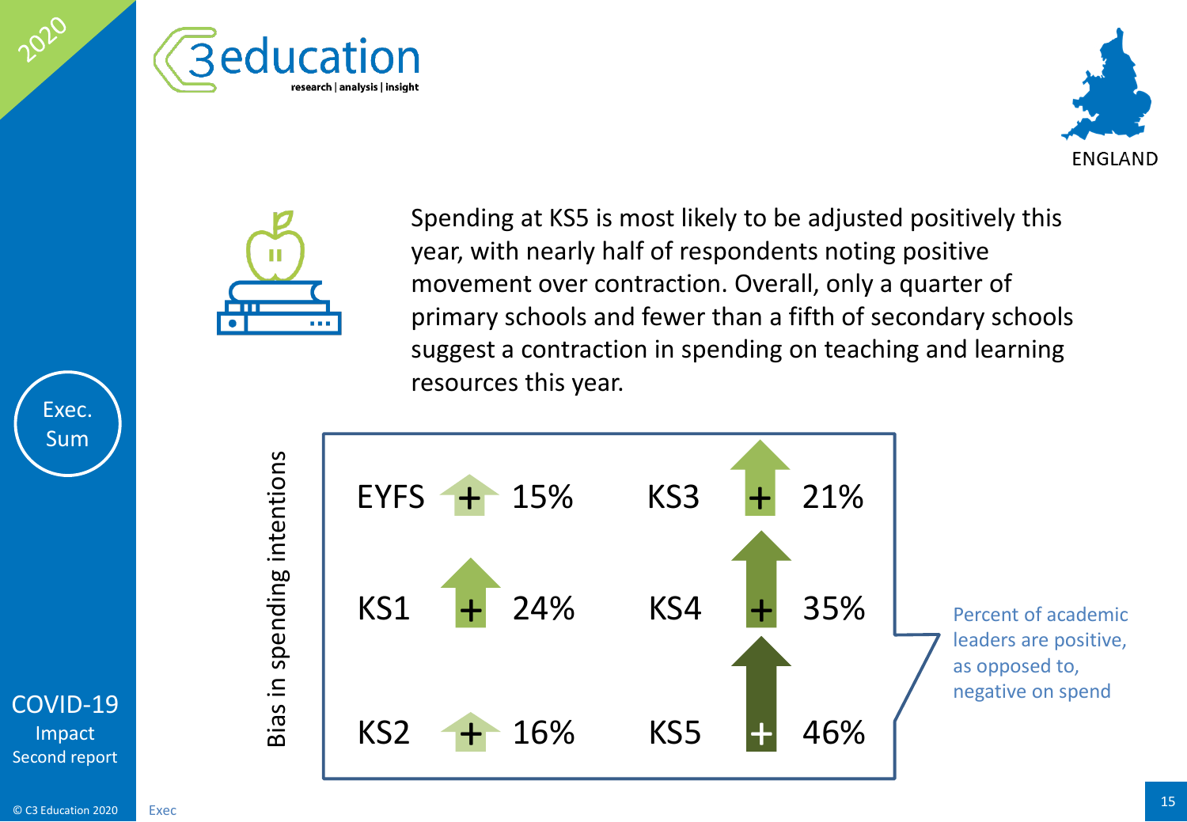Spending at KS5 is most likely to be adjusted positively this year, with nearly half of respondents noting positive movement over contraction. Overall, only a quarter of primary schools and fewer than a fifth of secondary schools suggest a contraction in spending on teaching and learning resources this year.

**Bias in spending intentions**

| Phase | Bias | Phase | Bias |
|---|---|---|---|
| EYFS | + 15% | KS3 | + 21% |
| KS1 | + 24% | KS4 | + 35% |
| KS2 | + 16% | KS5 | + 46% |

Percent of academic leaders are positive, as opposed to, negative on spend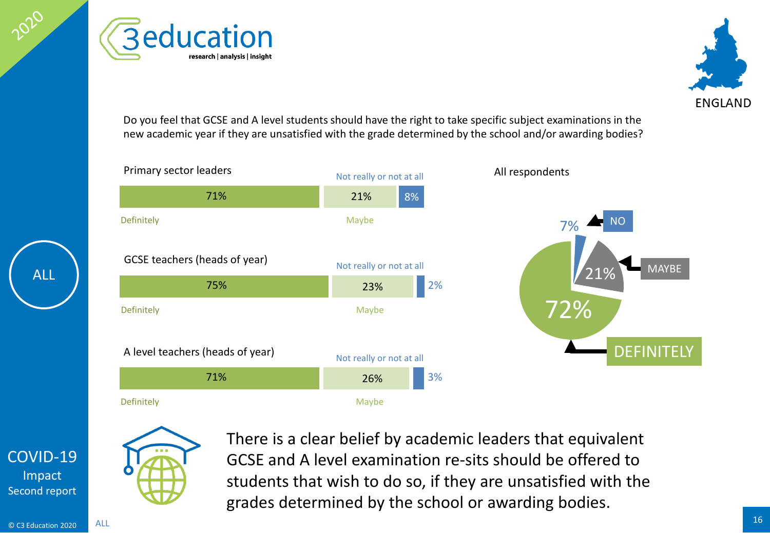Do you feel that GCSE and A level students should have the right to take specific subject examinations in the new academic year if they are unsatisfied with the grade determined by the school and/or awarding bodies?

| | Definitely | Maybe | Not really or not at all |
|---|---|---|---|
| Primary sector leaders | 71% | 21% | 8% |
| GCSE teachers (heads of year) | 75% | 23% | 2% |
| A level teachers (heads of year) | 71% | 26% | 3% |

**All respondents**

| Response | % |
|---|---|
| DEFINITELY | 72% |
| MAYBE | 21% |
| NO | 7% |

There is a clear belief by academic leaders that equivalent GCSE and A level examination re-sits should be offered to students that wish to do so, if they are unsatisfied with the grades determined by the school or awarding bodies.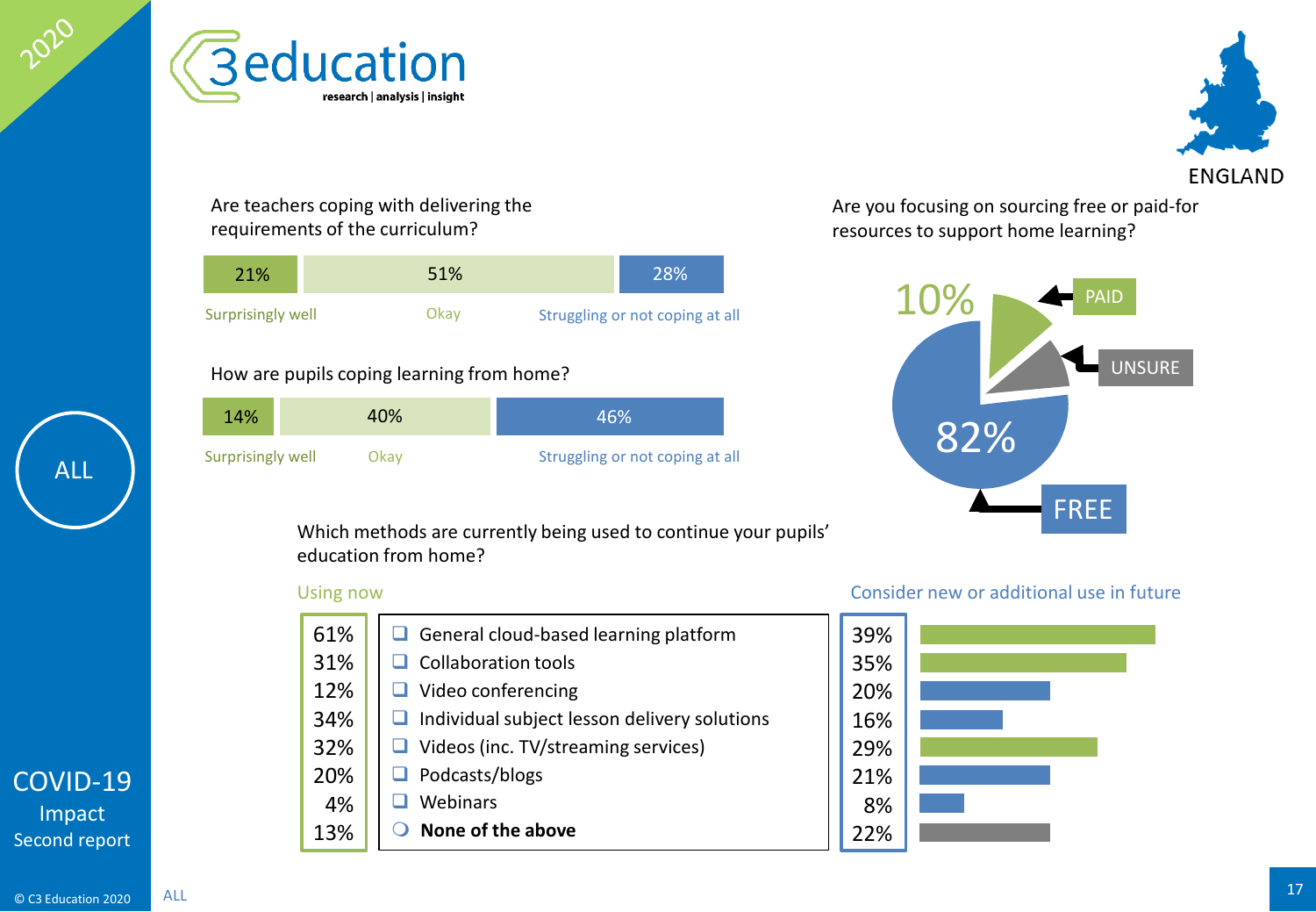# ENGLAND

## Are teachers coping with delivering the requirements of the curriculum?

| Surprisingly well | Okay | Struggling or not coping at all |
|---|---|---|
| 21% | 51% | 28% |

## How are pupils coping learning from home?

| Surprisingly well | Okay | Struggling or not coping at all |
|---|---|---|
| 14% | 40% | 46% |

## Are you focusing on sourcing free or paid-for resources to support home learning?

- FREE: 82%
- PAID: 10%
- UNSURE

## Which methods are currently being used to continue your pupils' education from home?

| Using now | Method | Consider new or additional use in future |
|---|---|---|
| 61% | General cloud-based learning platform | 39% |
| 31% | Collaboration tools | 35% |
| 12% | Video conferencing | 20% |
| 34% | Individual subject lesson delivery solutions | 16% |
| 32% | Videos (inc. TV/streaming services) | 29% |
| 20% | Podcasts/blogs | 21% |
| 4% | Webinars | 8% |
| 13% | **None of the above** | 22% |

ALL

COVID-19 Impact Second report

© C3 Education 2020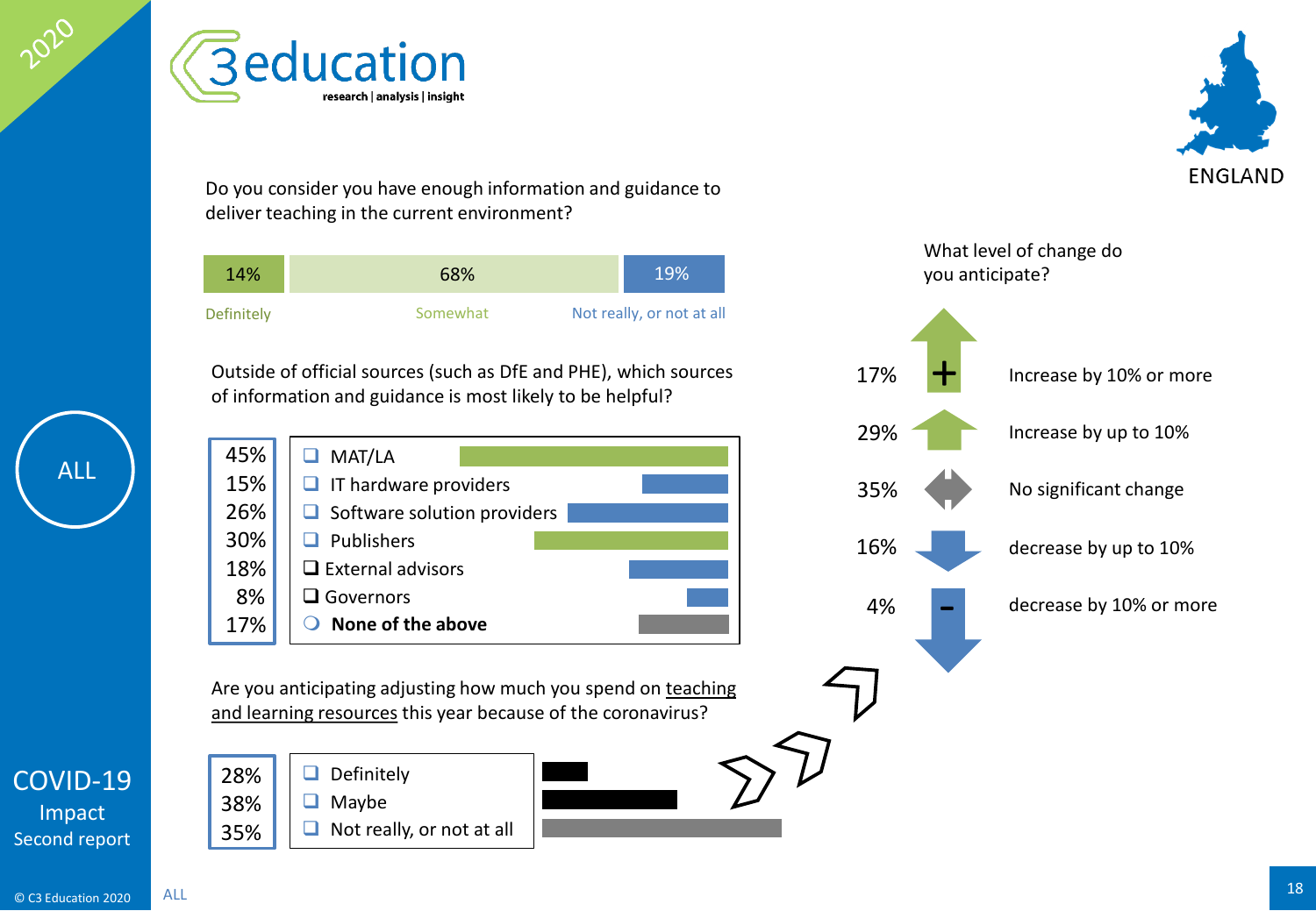Do you consider you have enough information and guidance to deliver teaching in the current environment?

| Definitely | Somewhat | Not really, or not at all |
|---|---|---|
| 14% | 68% | 19% |

Outside of official sources (such as DfE and PHE), which sources of information and guidance is most likely to be helpful?

| % | Source |
|---|---|
| 45% | MAT/LA |
| 15% | IT hardware providers |
| 26% | Software solution providers |
| 30% | Publishers |
| 18% | External advisors |
| 8% | Governors |
| 17% | **None of the above** |

Are you anticipating adjusting how much you spend on teaching and learning resources this year because of the coronavirus?

| % | Response |
|---|---|
| 28% | Definitely |
| 38% | Maybe |
| 35% | Not really, or not at all |

What level of change do you anticipate?

| % | Change |
|---|---|
| 17% | Increase by 10% or more |
| 29% | Increase by up to 10% |
| 35% | No significant change |
| 16% | decrease by up to 10% |
| 4% | decrease by 10% or more |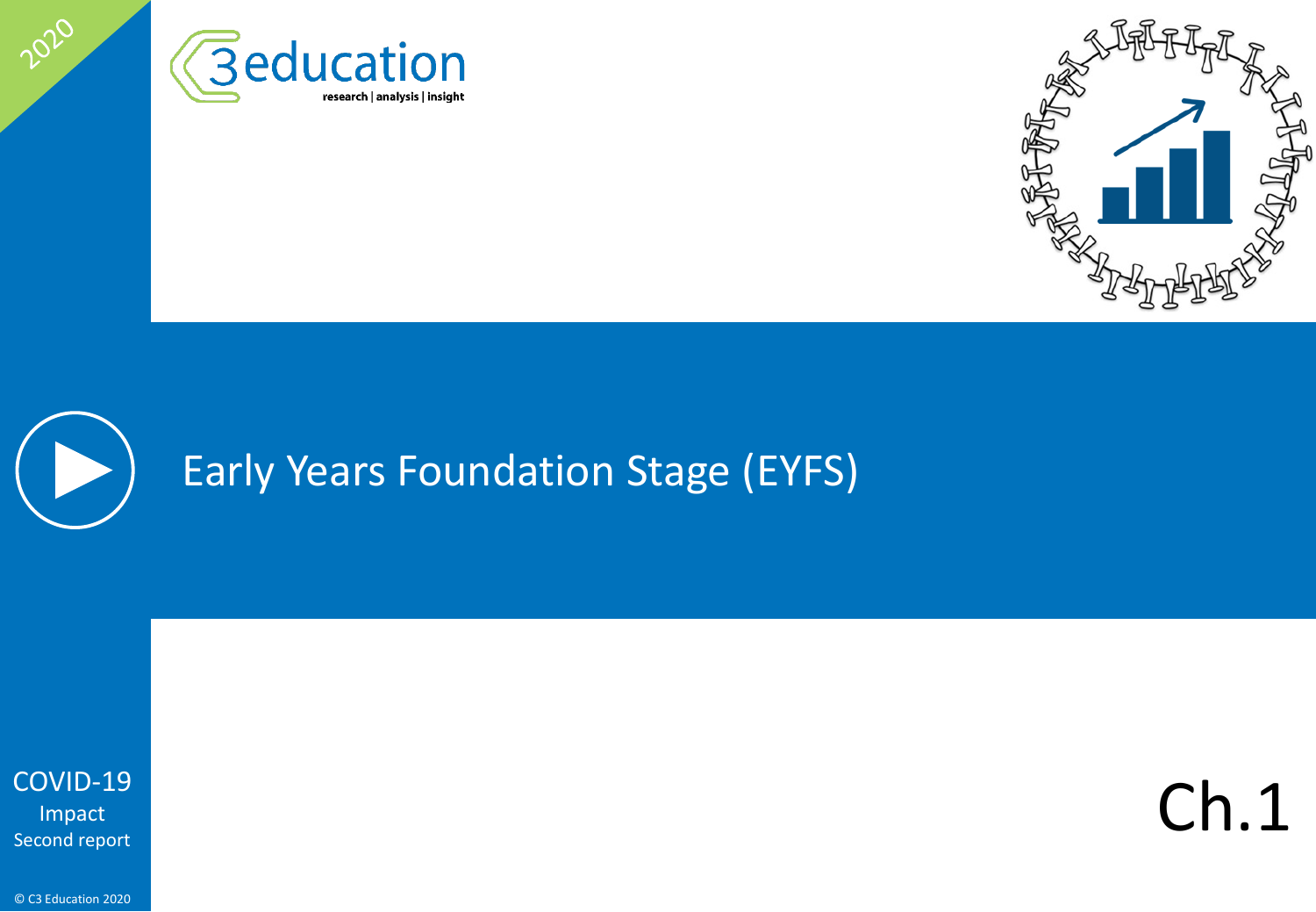# Early Years Foundation Stage (EYFS)

COVID-19
Impact
Second report

Ch.1

© C3 Education 2020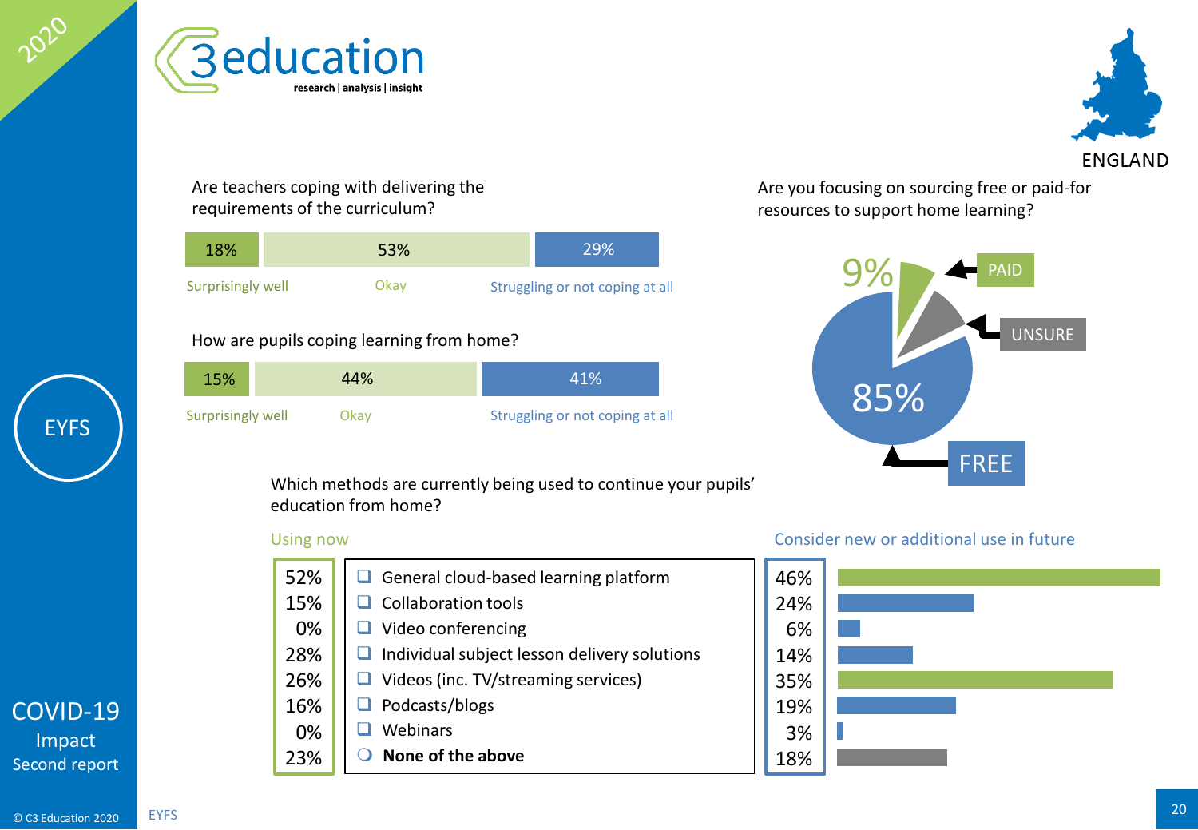# EYFS – COVID-19 Impact Second report (England)

## Are teachers coping with delivering the requirements of the curriculum?

| Surprisingly well | Okay | Struggling or not coping at all |
|---|---|---|
| 18% | 53% | 29% |

## How are pupils coping learning from home?

| Surprisingly well | Okay | Struggling or not coping at all |
|---|---|---|
| 15% | 44% | 41% |

## Are you focusing on sourcing free or paid-for resources to support home learning?

- FREE: 85%
- PAID: 9%
- UNSURE

## Which methods are currently being used to continue your pupils' education from home?

| Using now | Method | Consider new or additional use in future |
|---|---|---|
| 52% | General cloud-based learning platform | 46% |
| 15% | Collaboration tools | 24% |
| 0% | Video conferencing | 6% |
| 28% | Individual subject lesson delivery solutions | 14% |
| 26% | Videos (inc. TV/streaming services) | 35% |
| 16% | Podcasts/blogs | 19% |
| 0% | Webinars | 3% |
| 23% | **None of the above** | 18% |

© C3 Education 2020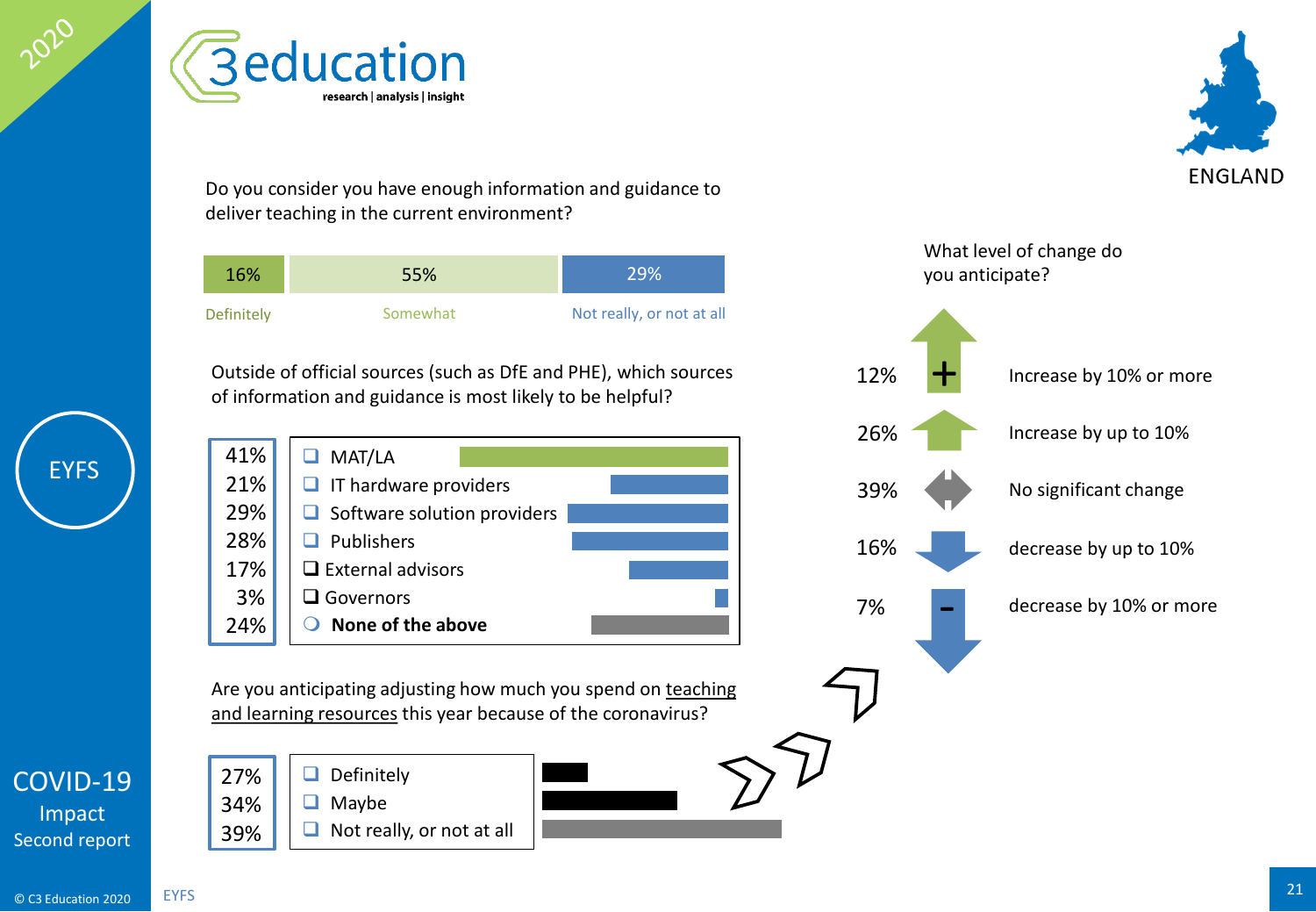ENGLAND

EYFS

COVID-19
Impact
Second report

Do you consider you have enough information and guidance to deliver teaching in the current environment?

| Definitely | Somewhat | Not really, or not at all |
|---|---|---|
| 16% | 55% | 29% |

Outside of official sources (such as DfE and PHE), which sources of information and guidance is most likely to be helpful?

| % | Source |
|---|---|
| 41% | MAT/LA |
| 21% | IT hardware providers |
| 29% | Software solution providers |
| 28% | Publishers |
| 17% | External advisors |
| 3% | Governors |
| 24% | **None of the above** |

Are you anticipating adjusting how much you spend on teaching and learning resources this year because of the coronavirus?

| % | Response |
|---|---|
| 27% | Definitely |
| 34% | Maybe |
| 39% | Not really, or not at all |

What level of change do you anticipate?

| % | Level of change |
|---|---|
| 12% | Increase by 10% or more |
| 26% | Increase by up to 10% |
| 39% | No significant change |
| 16% | decrease by up to 10% |
| 7% | decrease by 10% or more |

© C3 Education 2020 EYFS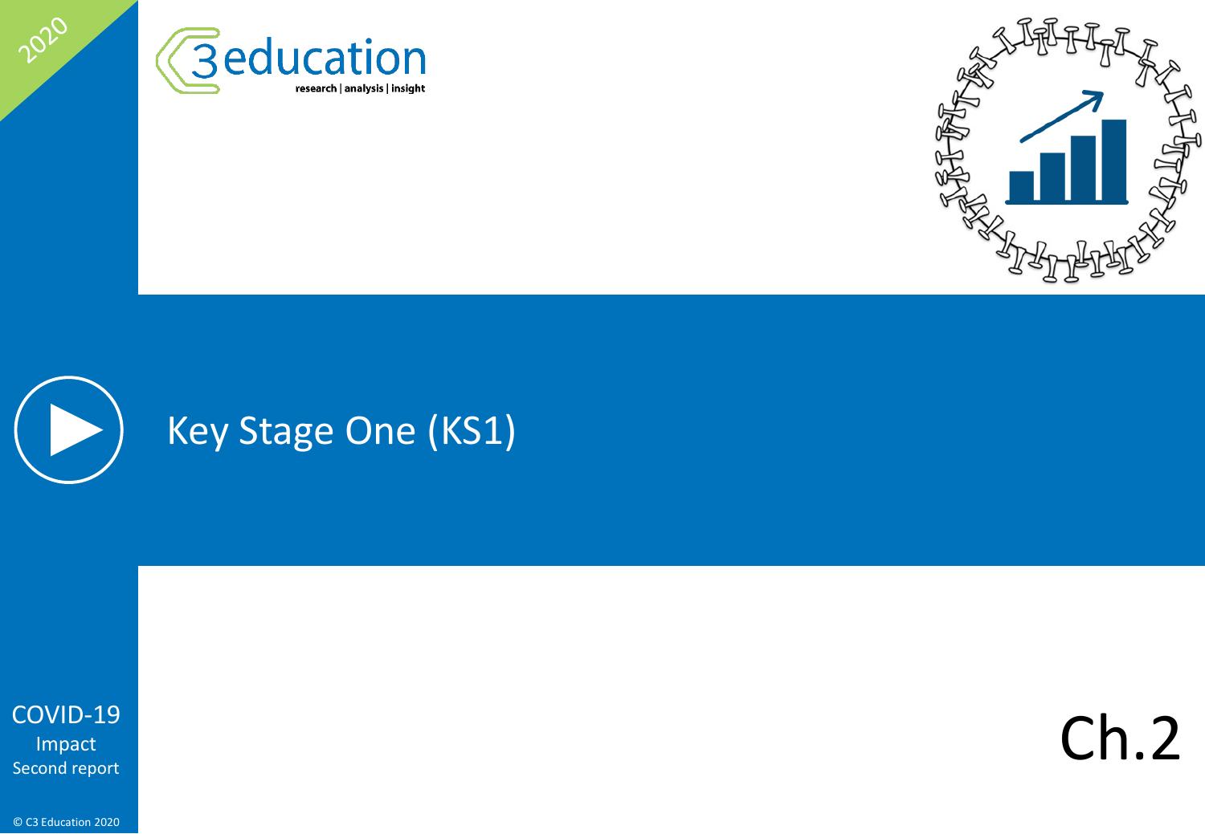# Key Stage One (KS1)

Ch.2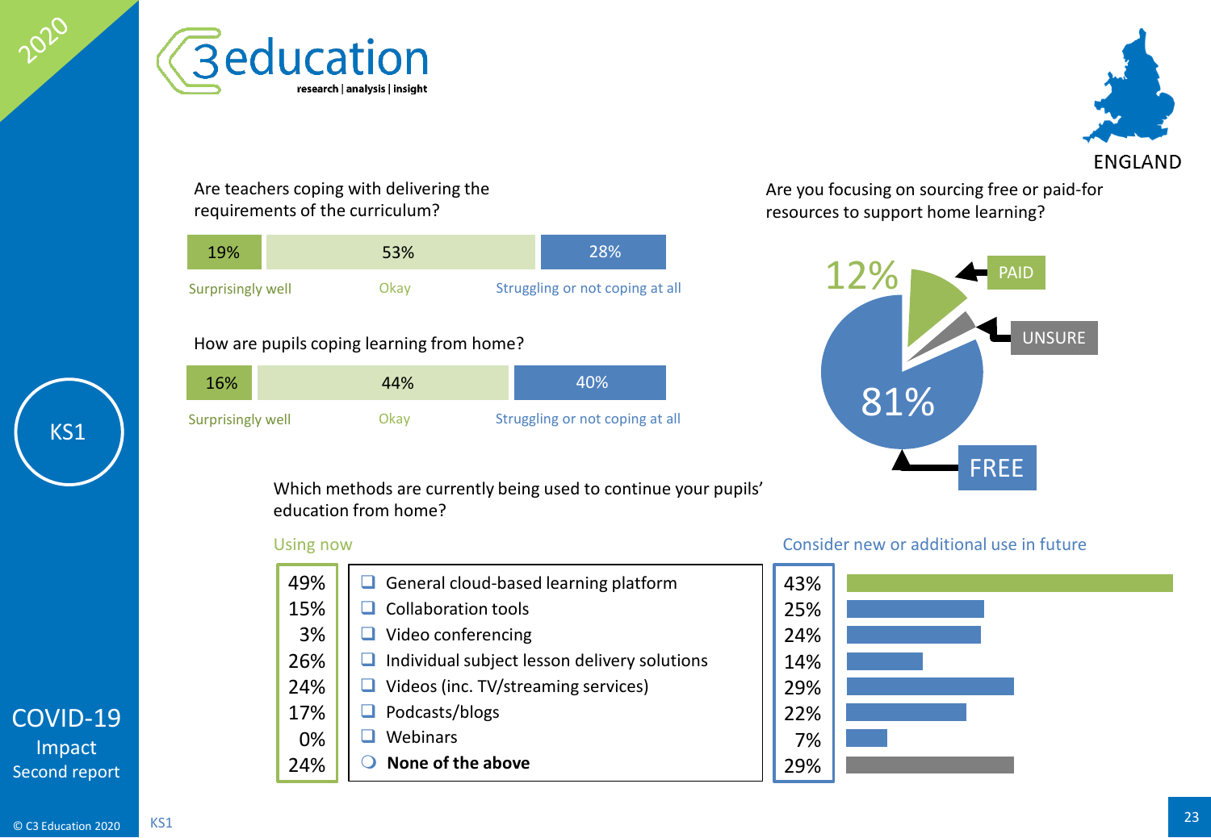# KS1 — England

## Are teachers coping with delivering the requirements of the curriculum?

| Surprisingly well | Okay | Struggling or not coping at all |
|---|---|---|
| 19% | 53% | 28% |

## How are pupils coping learning from home?

| Surprisingly well | Okay | Struggling or not coping at all |
|---|---|---|
| 16% | 44% | 40% |

## Are you focusing on sourcing free or paid-for resources to support home learning?

- FREE: 81%
- PAID: 12%
- UNSURE

## Which methods are currently being used to continue your pupils' education from home?

| Using now | Method | Consider new or additional use in future |
|---|---|---|
| 49% | General cloud-based learning platform | 43% |
| 15% | Collaboration tools | 25% |
| 3% | Video conferencing | 24% |
| 26% | Individual subject lesson delivery solutions | 14% |
| 24% | Videos (inc. TV/streaming services) | 29% |
| 17% | Podcasts/blogs | 22% |
| 0% | Webinars | 7% |
| 24% | **None of the above** | 29% |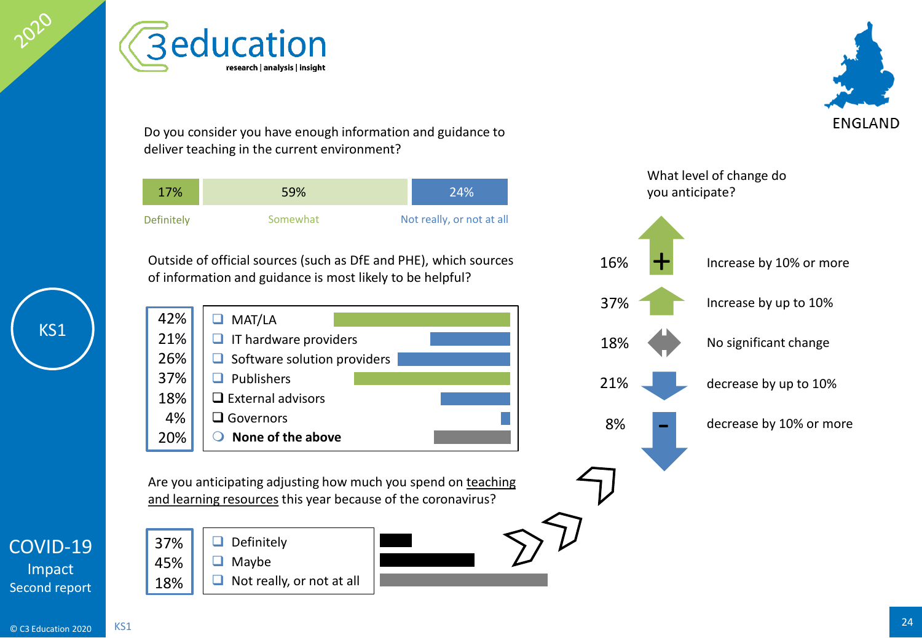Do you consider you have enough information and guidance to deliver teaching in the current environment?

| Definitely | Somewhat | Not really, or not at all |
| --- | --- | --- |
| 17% | 59% | 24% |

Outside of official sources (such as DfE and PHE), which sources of information and guidance is most likely to be helpful?

| % | Source |
| --- | --- |
| 42% | MAT/LA |
| 21% | IT hardware providers |
| 26% | Software solution providers |
| 37% | Publishers |
| 18% | External advisors |
| 4% | Governors |
| 20% | **None of the above** |

Are you anticipating adjusting how much you spend on teaching and learning resources this year because of the coronavirus?

| % | Response |
| --- | --- |
| 37% | Definitely |
| 45% | Maybe |
| 18% | Not really, or not at all |

ENGLAND

What level of change do you anticipate?

| % | Level of change |
| --- | --- |
| 16% | Increase by 10% or more |
| 37% | Increase by up to 10% |
| 18% | No significant change |
| 21% | decrease by up to 10% |
| 8% | decrease by 10% or more |

KS1

COVID-19 Impact Second report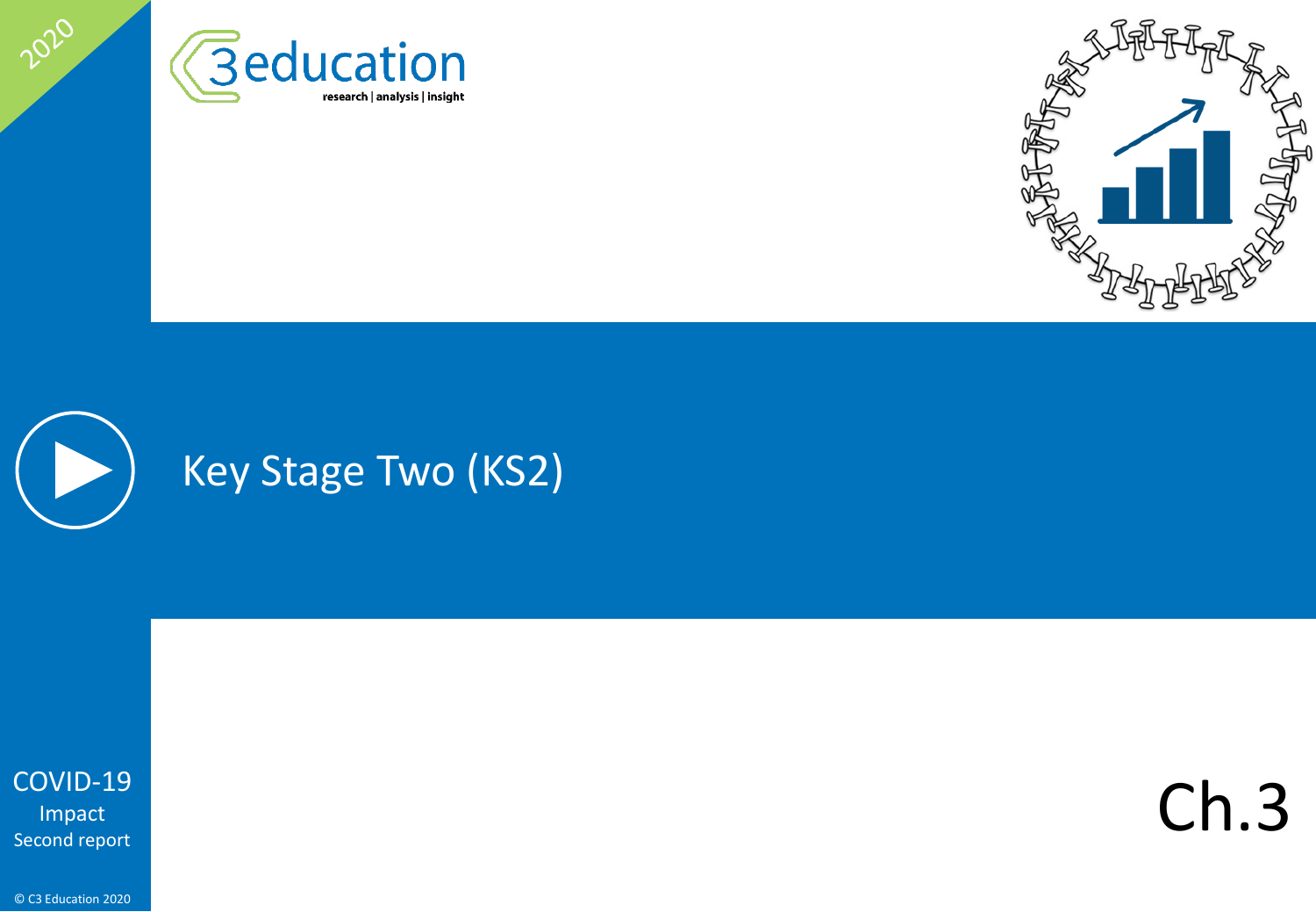# Key Stage Two (KS2)

COVID-19 Impact
Second report

Ch.3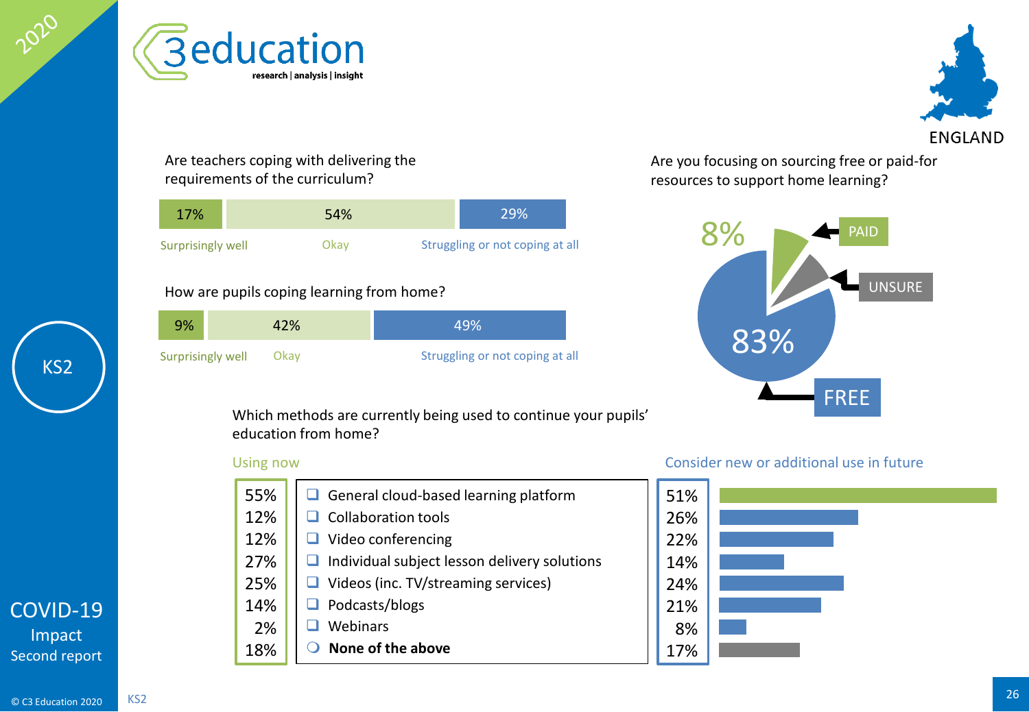## Are teachers coping with delivering the requirements of the curriculum?

| Surprisingly well | Okay | Struggling or not coping at all |
|---|---|---|
| 17% | 54% | 29% |

## How are pupils coping learning from home?

| Surprisingly well | Okay | Struggling or not coping at all |
|---|---|---|
| 9% | 42% | 49% |

## Are you focusing on sourcing free or paid-for resources to support home learning?

- PAID: 8%
- UNSURE
- FREE: 83%

## Which methods are currently being used to continue your pupils' education from home?

| Using now | Method | Consider new or additional use in future |
|---|---|---|
| 55% | General cloud-based learning platform | 51% |
| 12% | Collaboration tools | 26% |
| 12% | Video conferencing | 22% |
| 27% | Individual subject lesson delivery solutions | 14% |
| 25% | Videos (inc. TV/streaming services) | 24% |
| 14% | Podcasts/blogs | 21% |
| 2% | Webinars | 8% |
| 18% | **None of the above** | 17% |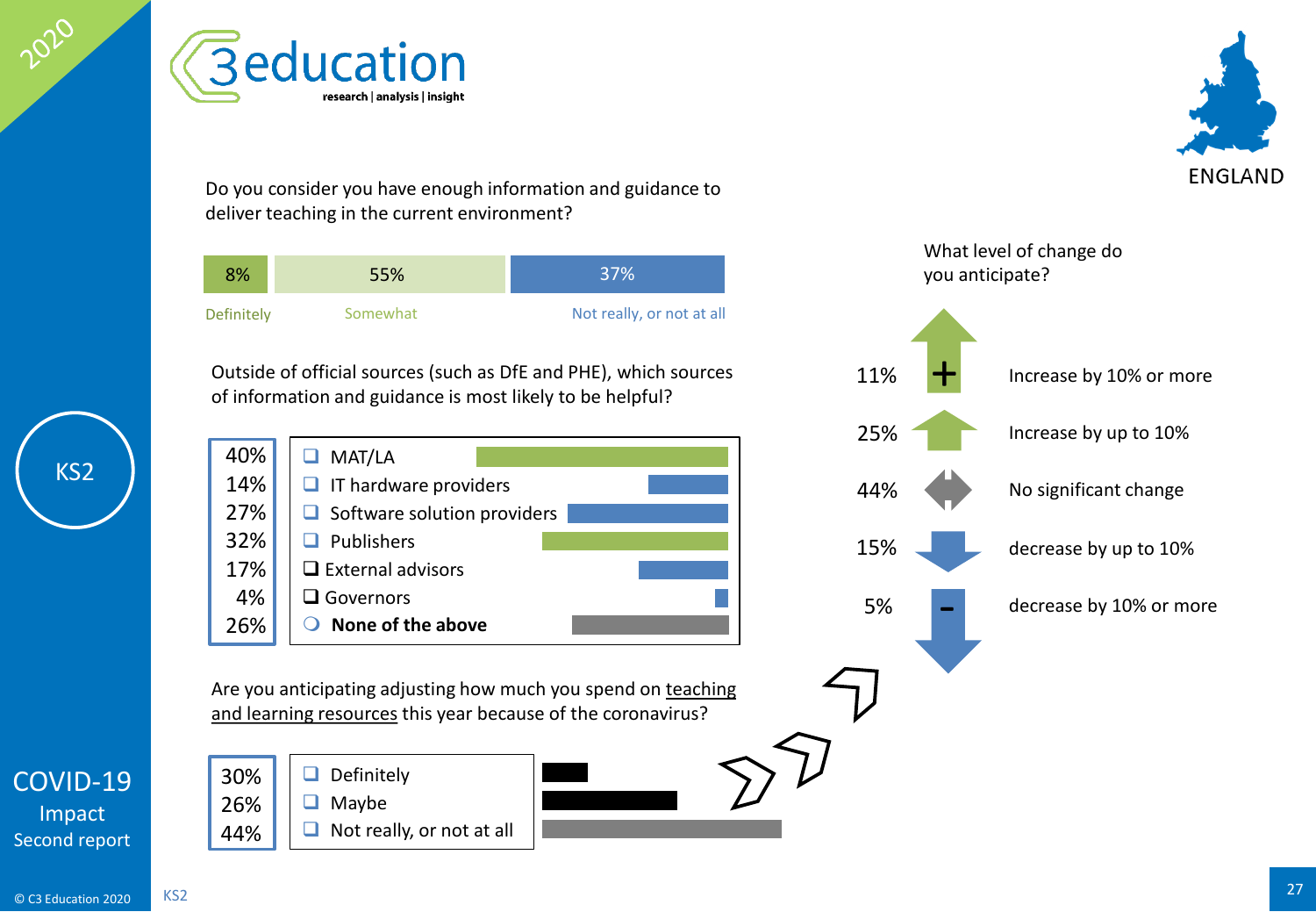Do you consider you have enough information and guidance to deliver teaching in the current environment?

| Definitely | Somewhat | Not really, or not at all |
|---|---|---|
| 8% | 55% | 37% |

Outside of official sources (such as DfE and PHE), which sources of information and guidance is most likely to be helpful?

| % | Source |
|---|---|
| 40% | MAT/LA |
| 14% | IT hardware providers |
| 27% | Software solution providers |
| 32% | Publishers |
| 17% | External advisors |
| 4% | Governors |
| 26% | **None of the above** |

Are you anticipating adjusting how much you spend on teaching and learning resources this year because of the coronavirus?

| % | Response |
|---|---|
| 30% | Definitely |
| 26% | Maybe |
| 44% | Not really, or not at all |

What level of change do you anticipate?

| % | Level of change |
|---|---|
| 11% | Increase by 10% or more |
| 25% | Increase by up to 10% |
| 44% | No significant change |
| 15% | decrease by up to 10% |
| 5% | decrease by 10% or more |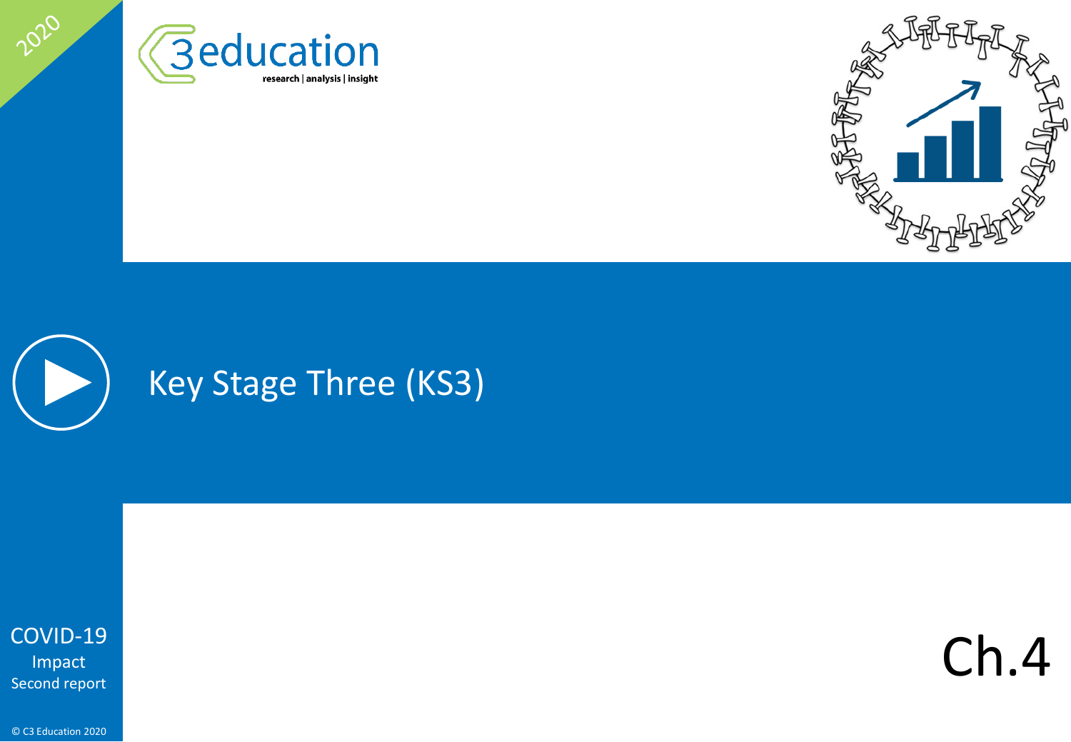# Key Stage Three (KS3)

Ch.4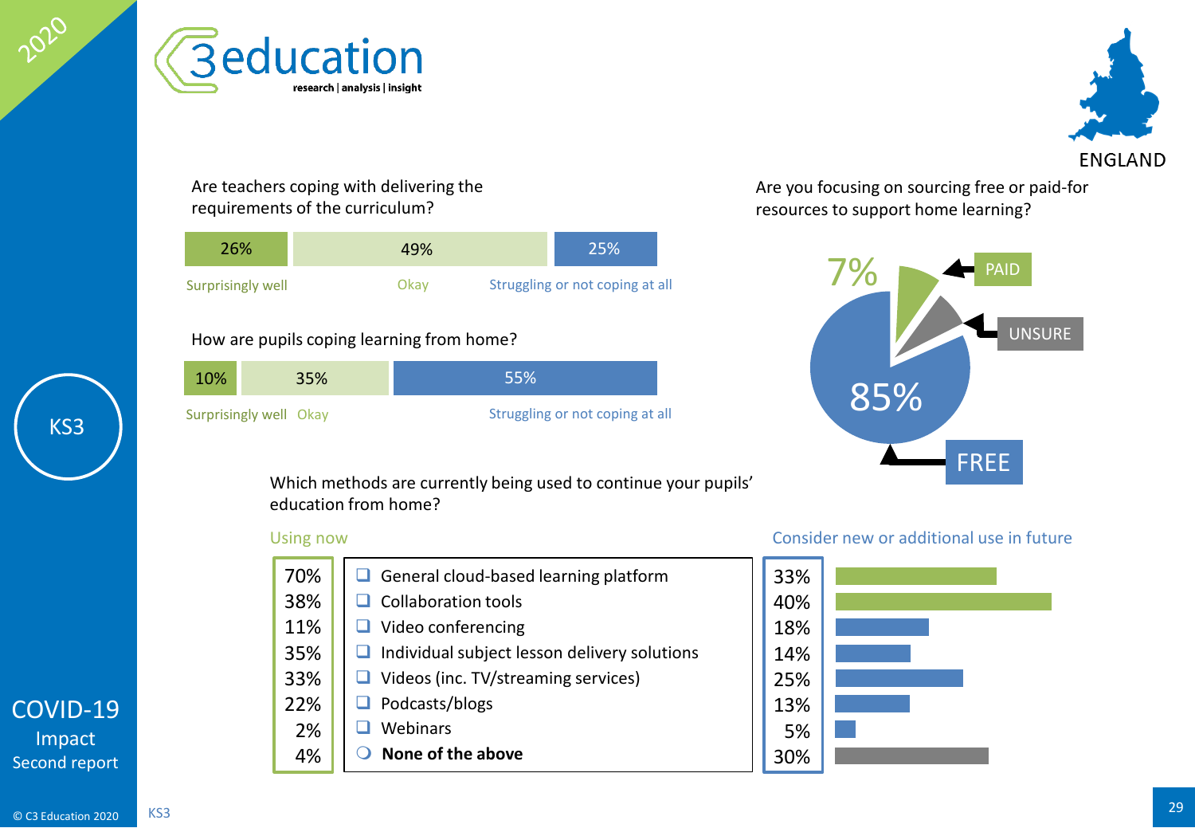# ENGLAND — KS3

## COVID-19 Impact Second report

**Are teachers coping with delivering the requirements of the curriculum?**

| Surprisingly well | Okay | Struggling or not coping at all |
|---|---|---|
| 26% | 49% | 25% |

**How are pupils coping learning from home?**

| Surprisingly well | Okay | Struggling or not coping at all |
|---|---|---|
| 10% | 35% | 55% |

**Are you focusing on sourcing free or paid-for resources to support home learning?**

| Response | % |
|---|---|
| FREE | 85% |
| PAID | 7% |
| UNSURE | |

**Which methods are currently being used to continue your pupils' education from home?**

| Using now | Method | Consider new or additional use in future |
|---|---|---|
| 70% | General cloud-based learning platform | 33% |
| 38% | Collaboration tools | 40% |
| 11% | Video conferencing | 18% |
| 35% | Individual subject lesson delivery solutions | 14% |
| 33% | Videos (inc. TV/streaming services) | 25% |
| 22% | Podcasts/blogs | 13% |
| 2% | Webinars | 5% |
| 4% | **None of the above** | 30% |

© C3 Education 2020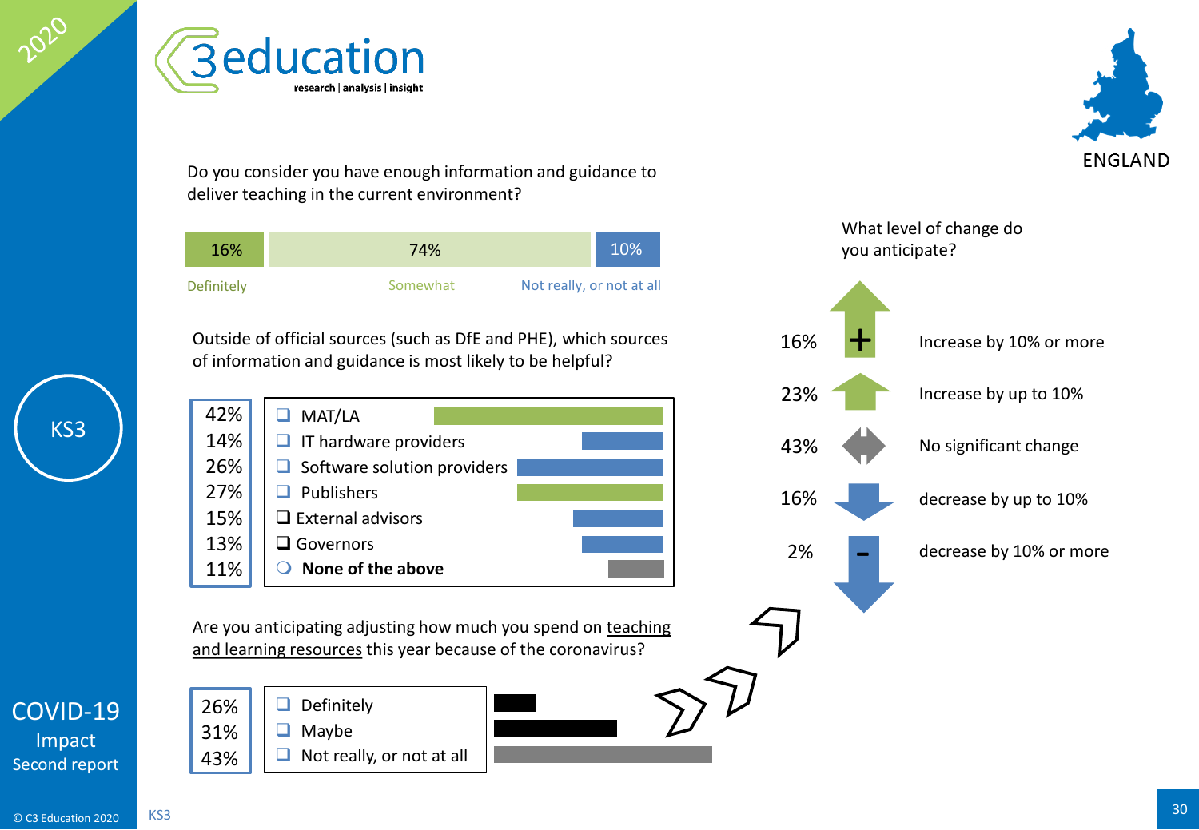Do you consider you have enough information and guidance to deliver teaching in the current environment?

| Definitely | Somewhat | Not really, or not at all |
|---|---|---|
| 16% | 74% | 10% |

Outside of official sources (such as DfE and PHE), which sources of information and guidance is most likely to be helpful?

| % | Source |
|---|---|
| 42% | MAT/LA |
| 14% | IT hardware providers |
| 26% | Software solution providers |
| 27% | Publishers |
| 15% | External advisors |
| 13% | Governors |
| 11% | **None of the above** |

Are you anticipating adjusting how much you spend on teaching and learning resources this year because of the coronavirus?

| % | Response |
|---|---|
| 26% | Definitely |
| 31% | Maybe |
| 43% | Not really, or not at all |

What level of change do you anticipate?

| % | Level of change |
|---|---|
| 16% | Increase by 10% or more |
| 23% | Increase by up to 10% |
| 43% | No significant change |
| 16% | decrease by up to 10% |
| 2% | decrease by 10% or more |

ENGLAND

KS3

COVID-19 Impact Second report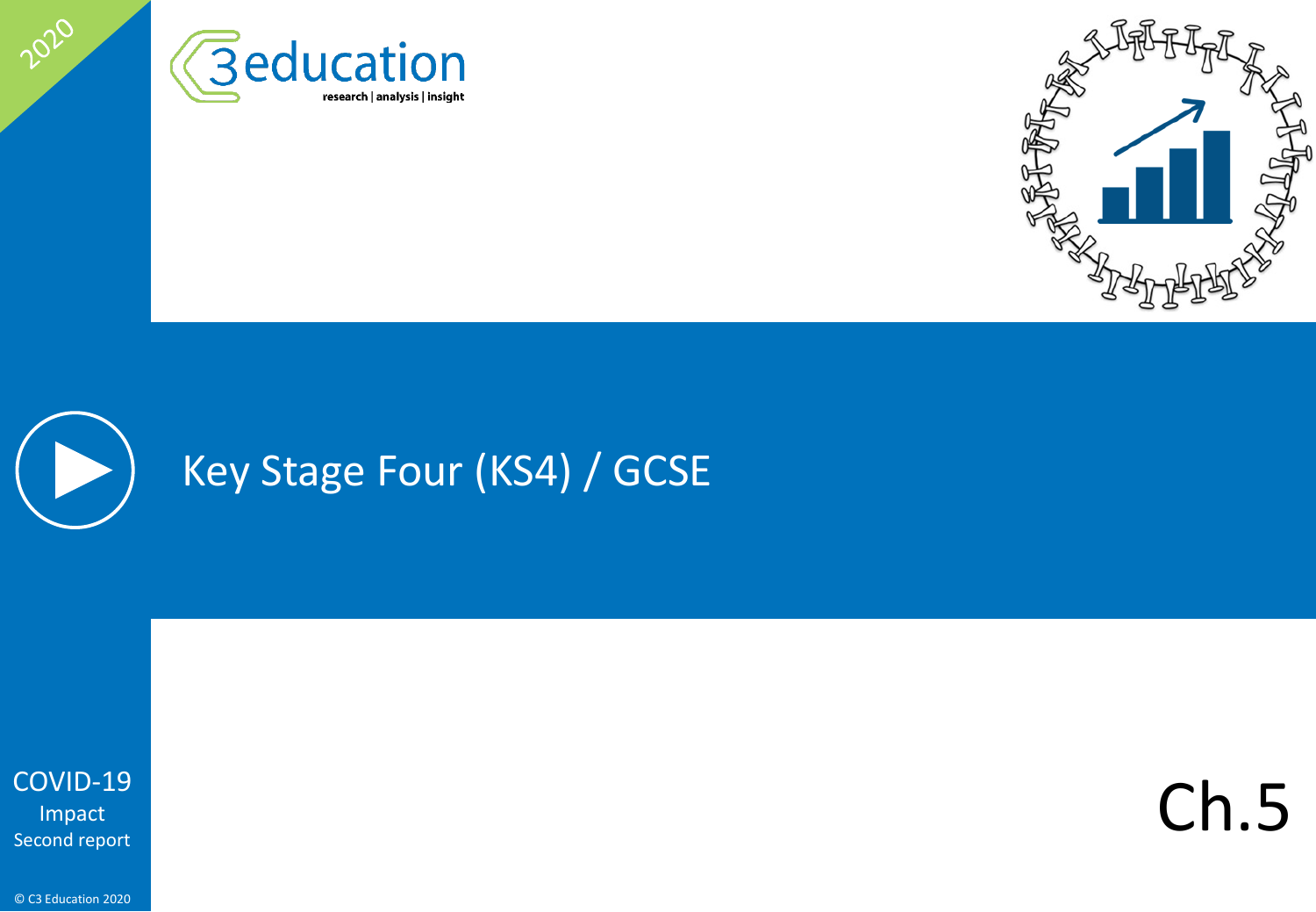2020

C3 education

research | analysis | insight

# Key Stage Four (KS4) / GCSE

COVID-19
Impact
Second report

Ch.5

© C3 Education 2020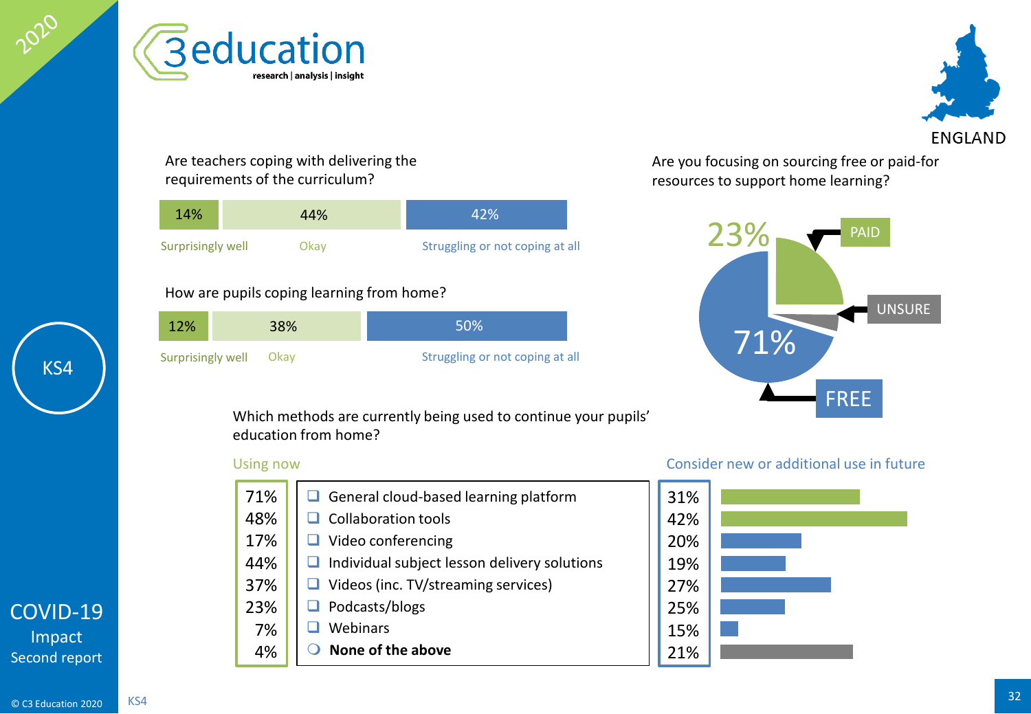**KS4** | **ENGLAND**

### Are teachers coping with delivering the requirements of the curriculum?

| Surprisingly well | Okay | Struggling or not coping at all |
|---|---|---|
| 14% | 44% | 42% |

### How are pupils coping learning from home?

| Surprisingly well | Okay | Struggling or not coping at all |
|---|---|---|
| 12% | 38% | 50% |

### Are you focusing on sourcing free or paid-for resources to support home learning?

| Response | % |
|---|---|
| FREE | 71% |
| PAID | 23% |
| UNSURE | |

### Which methods are currently being used to continue your pupils' education from home?

| Using now | Method | Consider new or additional use in future |
|---|---|---|
| 71% | General cloud-based learning platform | 31% |
| 48% | Collaboration tools | 42% |
| 17% | Video conferencing | 20% |
| 44% | Individual subject lesson delivery solutions | 19% |
| 37% | Videos (inc. TV/streaming services) | 27% |
| 23% | Podcasts/blogs | 25% |
| 7% | Webinars | 15% |
| 4% | **None of the above** | 21% |

COVID-19 Impact Second report

© C3 Education 2020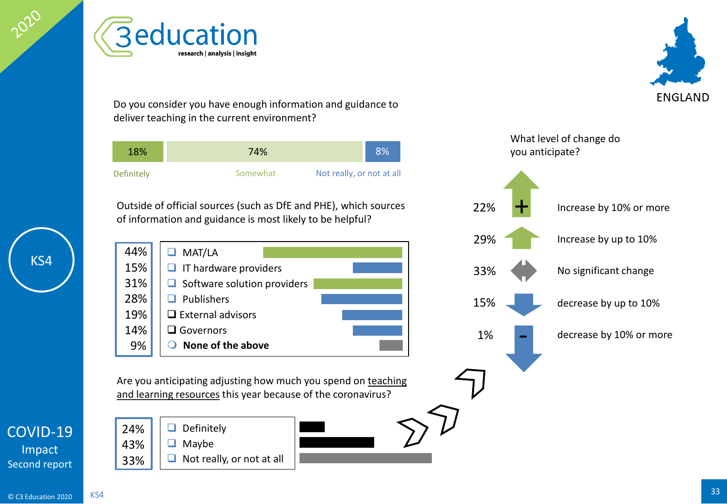Do you consider you have enough information and guidance to deliver teaching in the current environment?

| Definitely | Somewhat | Not really, or not at all |
|---|---|---|
| 18% | 74% | 8% |

Outside of official sources (such as DfE and PHE), which sources of information and guidance is most likely to be helpful?

| % | Source |
|---|---|
| 44% | MAT/LA |
| 15% | IT hardware providers |
| 31% | Software solution providers |
| 28% | Publishers |
| 19% | External advisors |
| 14% | Governors |
| 9% | **None of the above** |

Are you anticipating adjusting how much you spend on teaching and learning resources this year because of the coronavirus?

| % | Response |
|---|---|
| 24% | Definitely |
| 43% | Maybe |
| 33% | Not really, or not at all |

What level of change do you anticipate?

| % | Change |
|---|---|
| 22% | Increase by 10% or more |
| 29% | Increase by up to 10% |
| 33% | No significant change |
| 15% | decrease by up to 10% |
| 1% | decrease by 10% or more |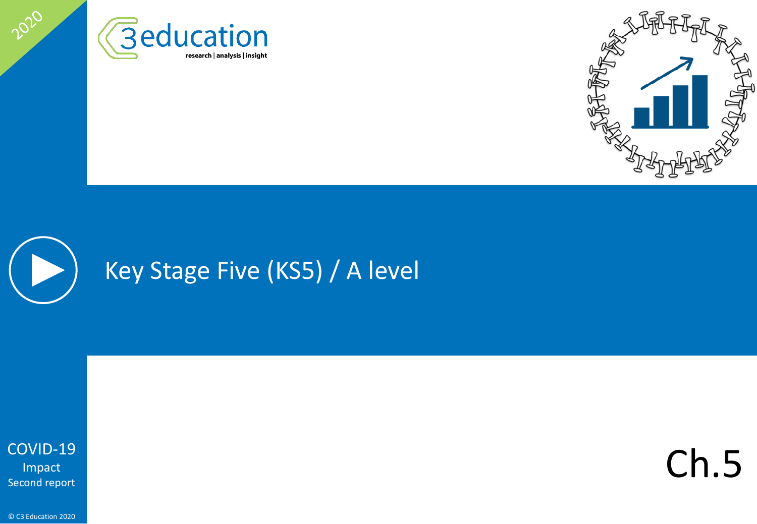2020

C3 education
research | analysis | insight

# Key Stage Five (KS5) / A level

Ch.5

COVID-19
Impact
Second report

© C3 Education 2020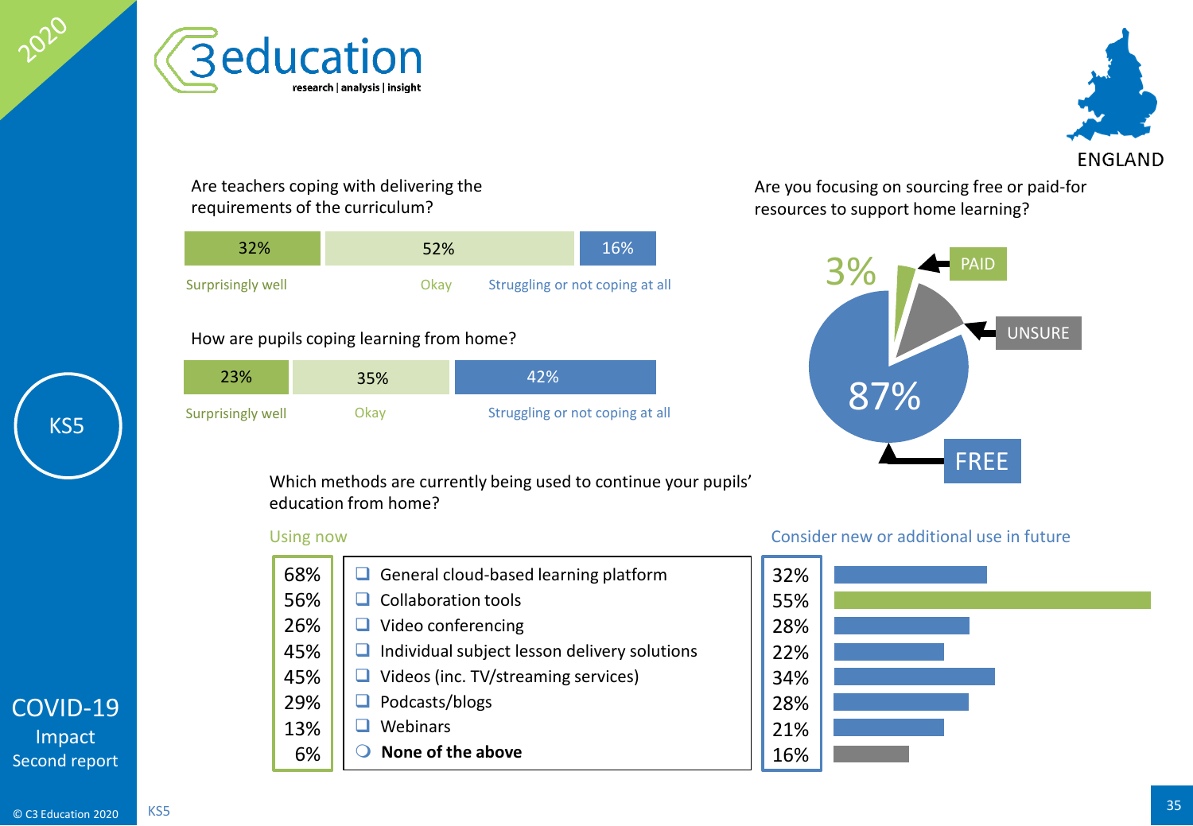2020

C3 education
research | analysis | insight

ENGLAND

KS5

## Are teachers coping with delivering the requirements of the curriculum?

| Surprisingly well | Okay | Struggling or not coping at all |
|---|---|---|
| 32% | 52% | 16% |

## How are pupils coping learning from home?

| Surprisingly well | Okay | Struggling or not coping at all |
|---|---|---|
| 23% | 35% | 42% |

## Are you focusing on sourcing free or paid-for resources to support home learning?

| Response | % |
|---|---|
| PAID | 3% |
| UNSURE | |
| FREE | 87% |

## Which methods are currently being used to continue your pupils' education from home?

| Using now | Method | Consider new or additional use in future |
|---|---|---|
| 68% | General cloud-based learning platform | 32% |
| 56% | Collaboration tools | 55% |
| 26% | Video conferencing | 28% |
| 45% | Individual subject lesson delivery solutions | 22% |
| 45% | Videos (inc. TV/streaming services) | 34% |
| 29% | Podcasts/blogs | 28% |
| 13% | Webinars | 21% |
| 6% | **None of the above** | 16% |

COVID-19 Impact Second report

© C3 Education 2020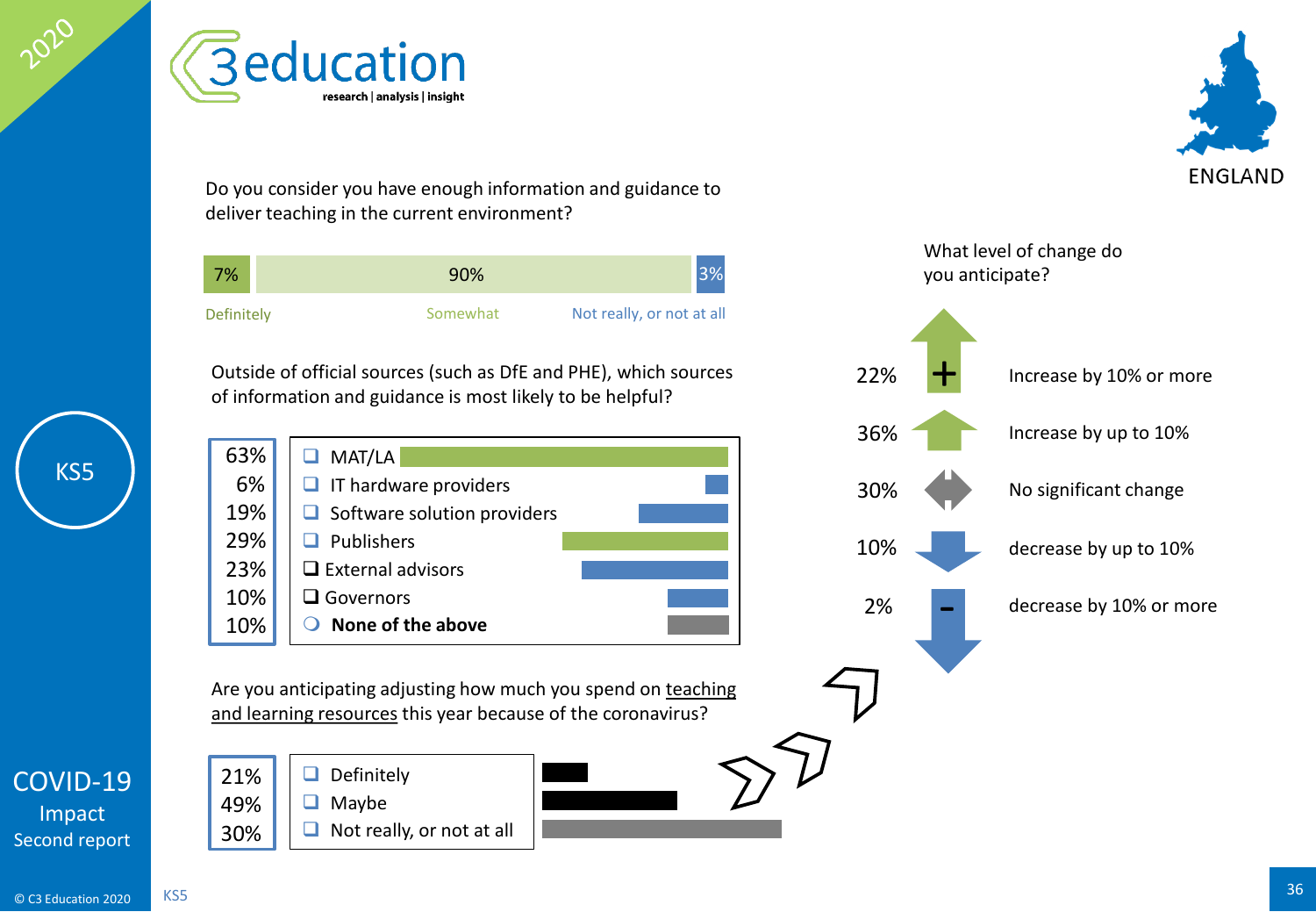Do you consider you have enough information and guidance to deliver teaching in the current environment?

| Definitely | Somewhat | Not really, or not at all |
|---|---|---|
| 7% | 90% | 3% |

Outside of official sources (such as DfE and PHE), which sources of information and guidance is most likely to be helpful?

| % | Source |
|---|---|
| 63% | MAT/LA |
| 6% | IT hardware providers |
| 19% | Software solution providers |
| 29% | Publishers |
| 23% | External advisors |
| 10% | Governors |
| 10% | **None of the above** |

Are you anticipating adjusting how much you spend on teaching and learning resources this year because of the coronavirus?

| % | Response |
|---|---|
| 21% | Definitely |
| 49% | Maybe |
| 30% | Not really, or not at all |

What level of change do you anticipate?

| % | Level of change |
|---|---|
| 22% | Increase by 10% or more |
| 36% | Increase by up to 10% |
| 30% | No significant change |
| 10% | decrease by up to 10% |
| 2% | decrease by 10% or more |

ENGLAND

KS5

COVID-19 Impact Second report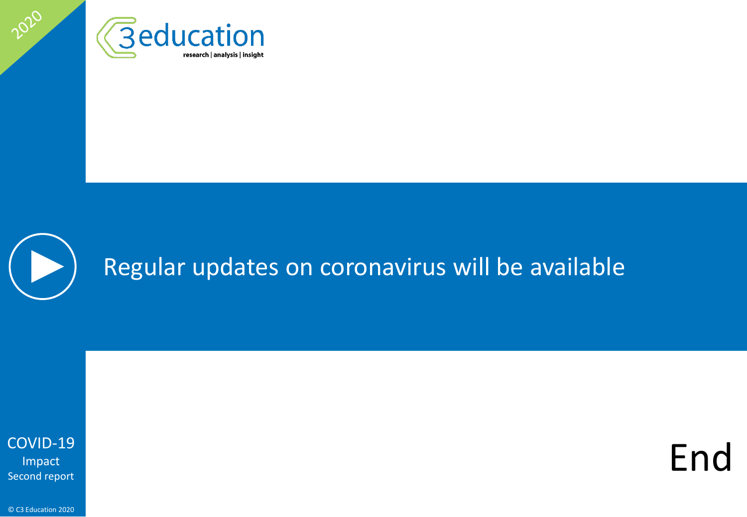Regular updates on coronavirus will be available

End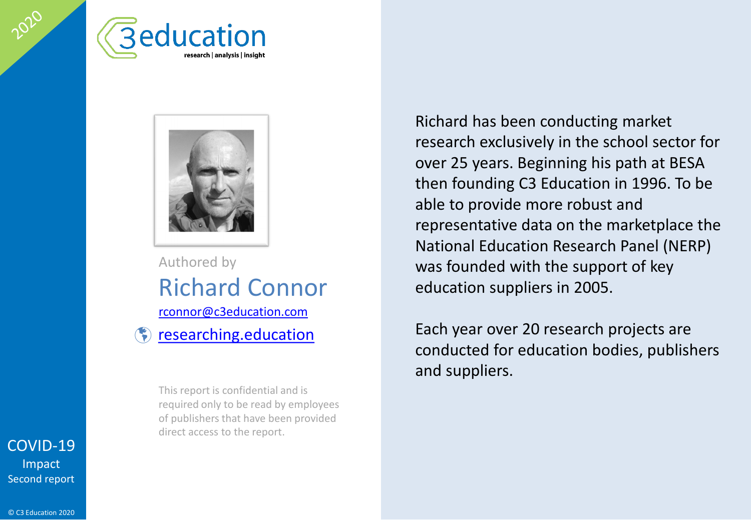Authored by

## Richard Connor

rconnor@c3education.com

researching.education

This report is confidential and is required only to be read by employees of publishers that have been provided direct access to the report.

Richard has been conducting market research exclusively in the school sector for over 25 years. Beginning his path at BESA then founding C3 Education in 1996. To be able to provide more robust and representative data on the marketplace the National Education Research Panel (NERP) was founded with the support of key education suppliers in 2005.

Each year over 20 research projects are conducted for education bodies, publishers and suppliers.